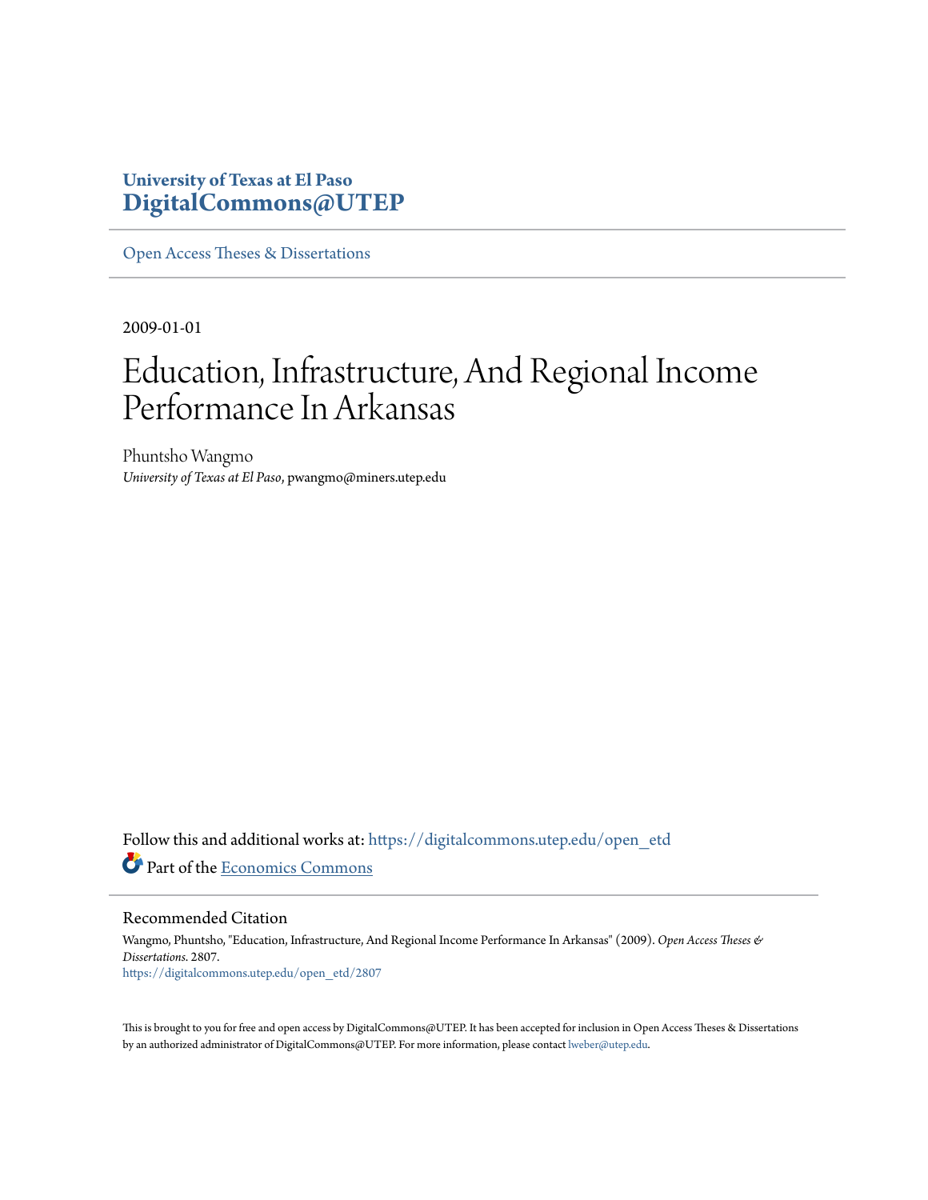University of Texas at El Paso
**DigitalCommons@UTEP**

Open Access Theses & Dissertations

2009-01-01

# Education, Infrastructure, And Regional Income Performance In Arkansas

Phuntsho Wangmo
*University of Texas at El Paso*, pwangmo@miners.utep.edu

Follow this and additional works at: https://digitalcommons.utep.edu/open_etd

Part of the Economics Commons

## Recommended Citation

Wangmo, Phuntsho, "Education, Infrastructure, And Regional Income Performance In Arkansas" (2009). *Open Access Theses & Dissertations*. 2807.
https://digitalcommons.utep.edu/open_etd/2807

This is brought to you for free and open access by DigitalCommons@UTEP. It has been accepted for inclusion in Open Access Theses & Dissertations by an authorized administrator of DigitalCommons@UTEP. For more information, please contact lweber@utep.edu.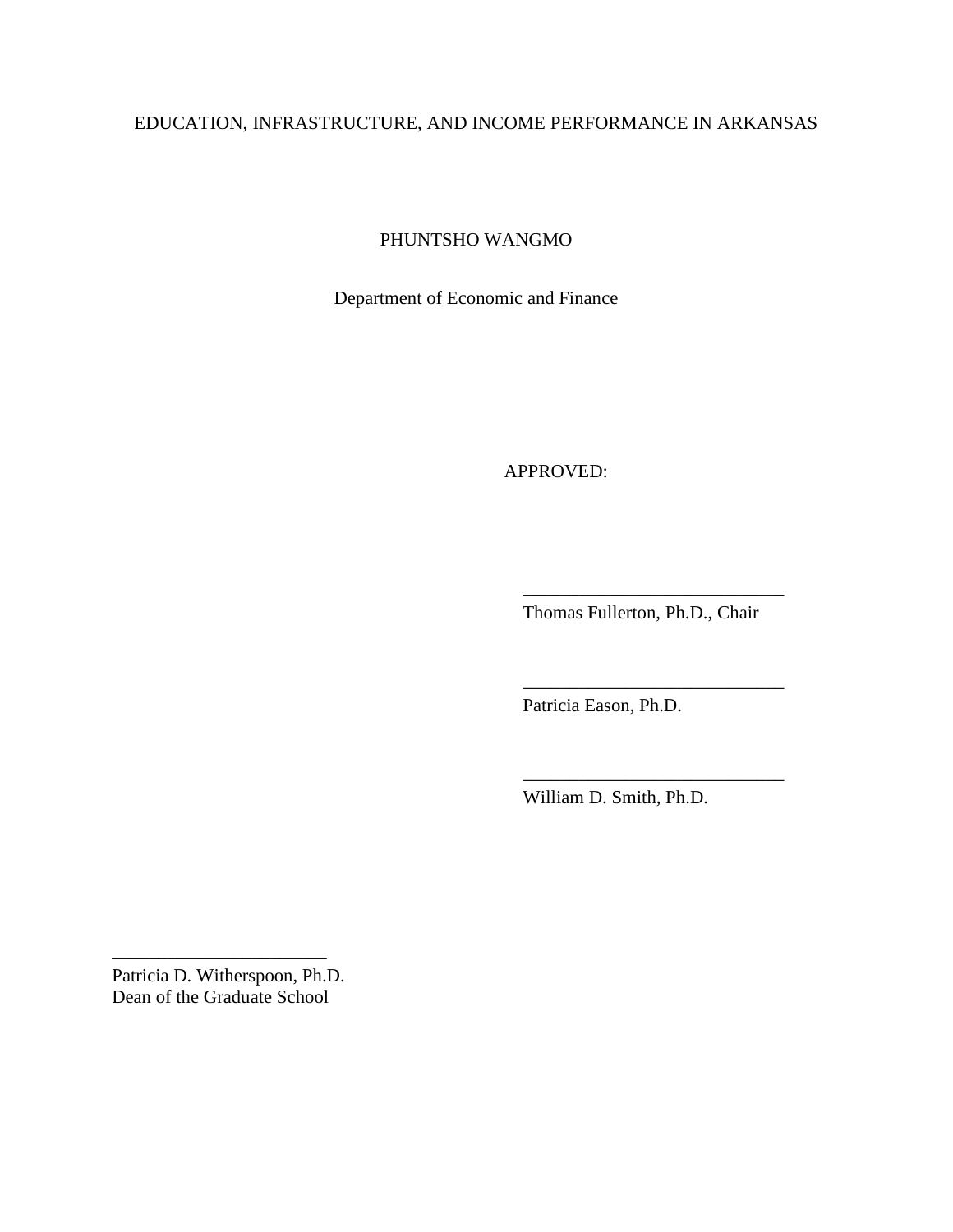EDUCATION, INFRASTRUCTURE, AND INCOME PERFORMANCE IN ARKANSAS

PHUNTSHO WANGMO

Department of Economic and Finance

APPROVED:

___________________________
Thomas Fullerton, Ph.D., Chair

___________________________
Patricia Eason, Ph.D.

___________________________
William D. Smith, Ph.D.

_______________________
Patricia D. Witherspoon, Ph.D.
Dean of the Graduate School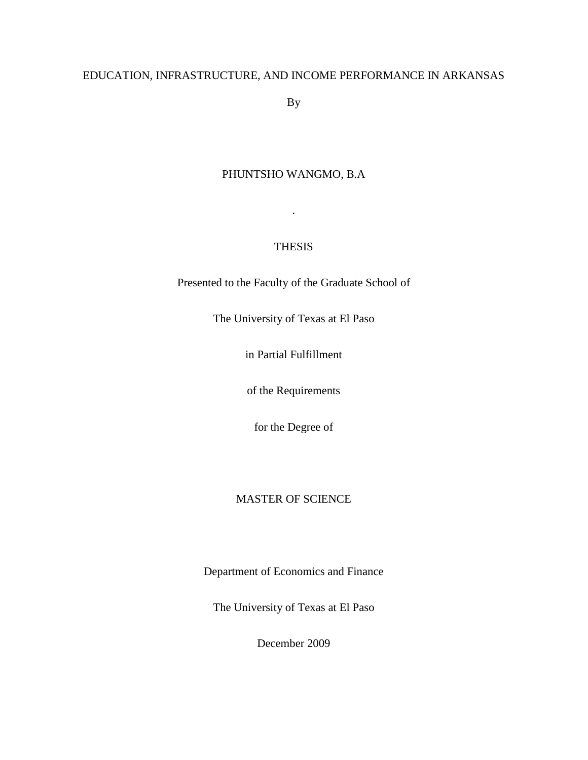# EDUCATION, INFRASTRUCTURE, AND INCOME PERFORMANCE IN ARKANSAS

By

PHUNTSHO WANGMO, B.A

.

THESIS

Presented to the Faculty of the Graduate School of

The University of Texas at El Paso

in Partial Fulfillment

of the Requirements

for the Degree of

MASTER OF SCIENCE

Department of Economics and Finance

The University of Texas at El Paso

December 2009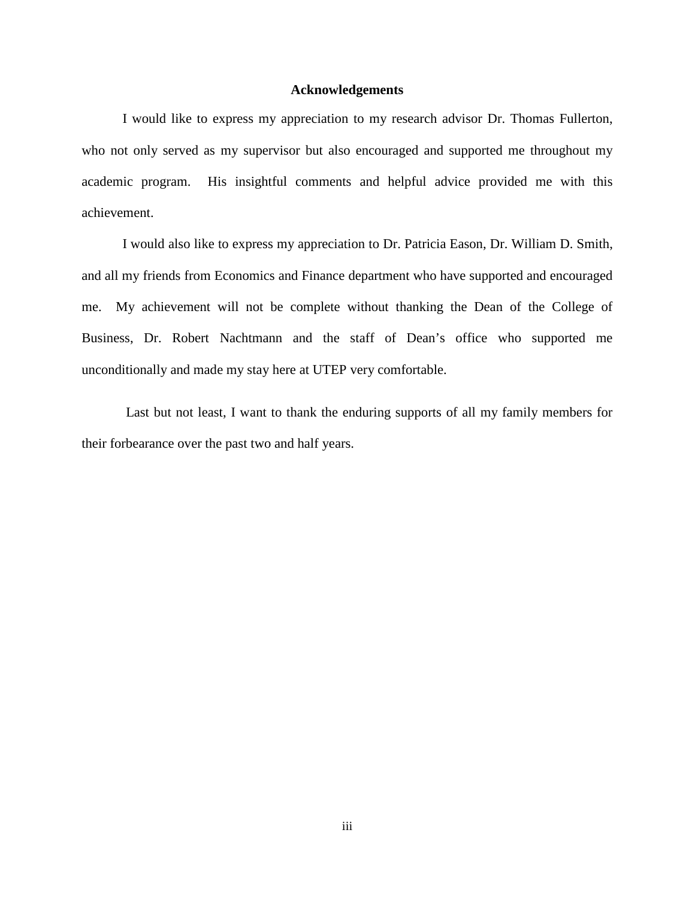# Acknowledgements

I would like to express my appreciation to my research advisor Dr. Thomas Fullerton, who not only served as my supervisor but also encouraged and supported me throughout my academic program. His insightful comments and helpful advice provided me with this achievement.

I would also like to express my appreciation to Dr. Patricia Eason, Dr. William D. Smith, and all my friends from Economics and Finance department who have supported and encouraged me. My achievement will not be complete without thanking the Dean of the College of Business, Dr. Robert Nachtmann and the staff of Dean's office who supported me unconditionally and made my stay here at UTEP very comfortable.

Last but not least, I want to thank the enduring supports of all my family members for their forbearance over the past two and half years.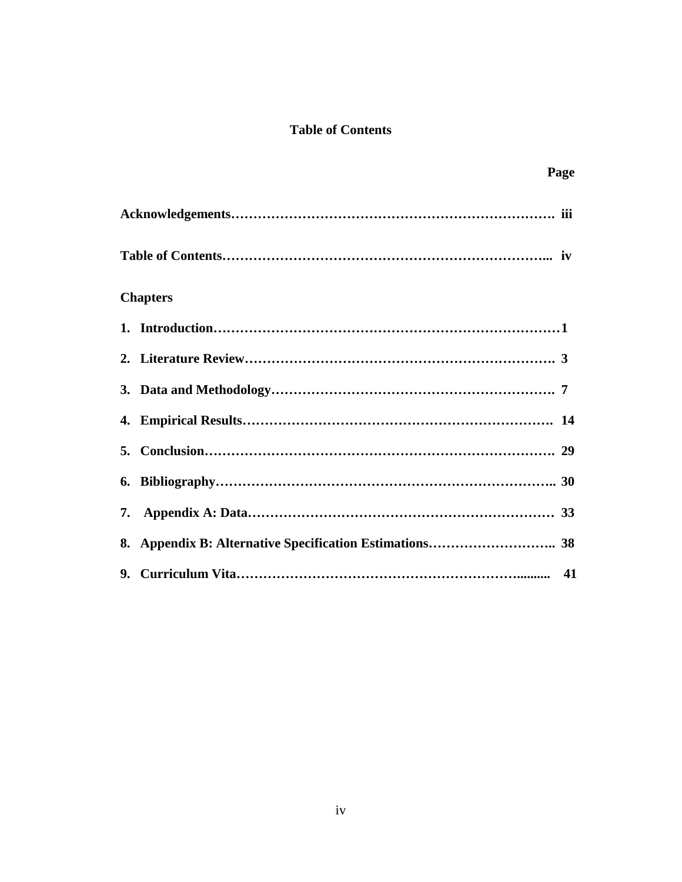# Table of Contents

**Page**

**Acknowledgements……………………………………………………………. iii**

**Table of Contents…………………………………………………………... iv**

**Chapters**

1. **Introduction………………………………………………………………………1**
2. **Literature Review……………………………………………………………. 3**
3. **Data and Methodology………………………………………………………. 7**
4. **Empirical Results……………………………………………………………. 14**
5. **Conclusion…………………………………………………………………. 29**
6. **Bibliography……………………………………………………………….. 30**
7. **Appendix A: Data…………………………………………………………… 33**
8. **Appendix B: Alternative Specification Estimations……………………….. 38**
9. **Curriculum Vita……………………………………………………………........ 41**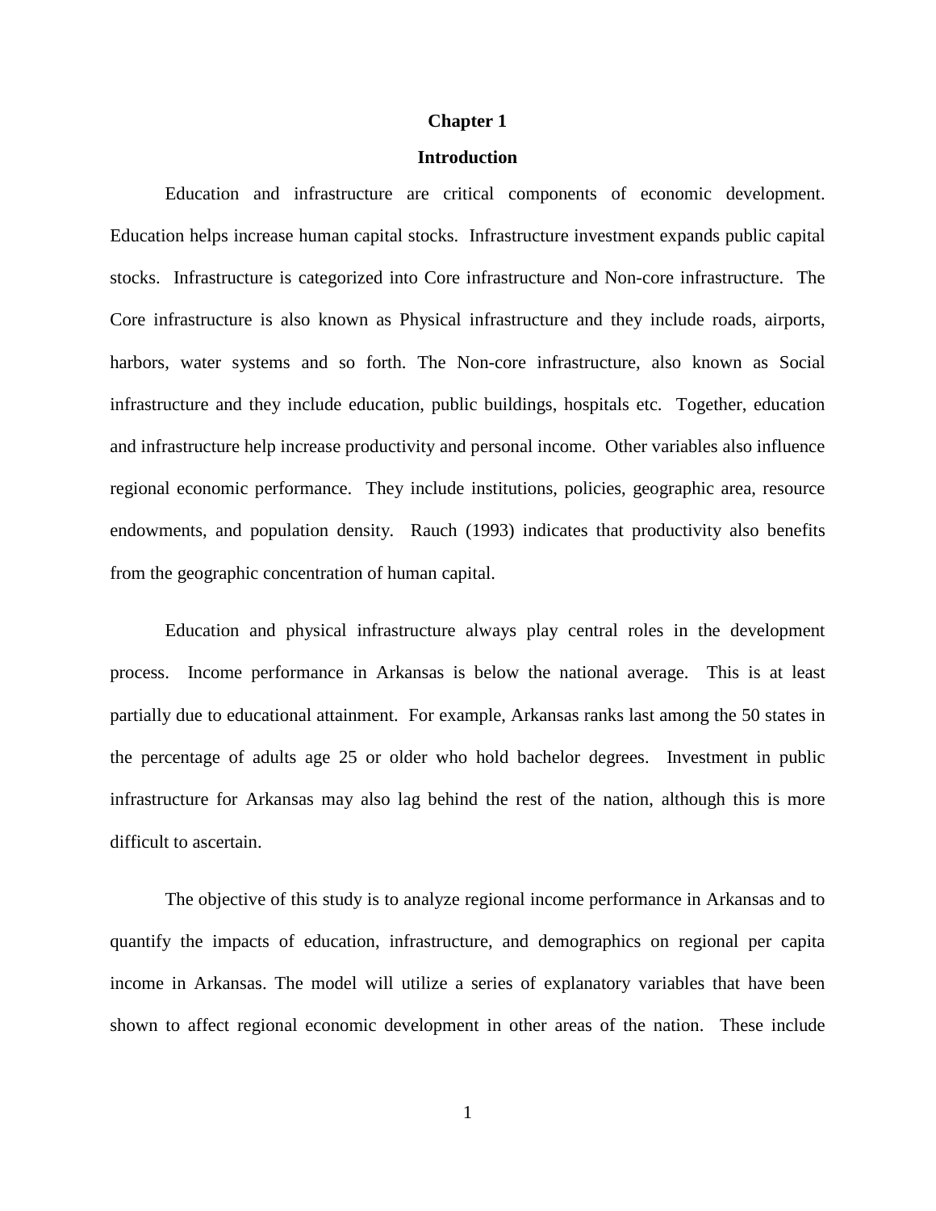# Chapter 1

## Introduction

Education and infrastructure are critical components of economic development. Education helps increase human capital stocks. Infrastructure investment expands public capital stocks. Infrastructure is categorized into Core infrastructure and Non-core infrastructure. The Core infrastructure is also known as Physical infrastructure and they include roads, airports, harbors, water systems and so forth. The Non-core infrastructure, also known as Social infrastructure and they include education, public buildings, hospitals etc. Together, education and infrastructure help increase productivity and personal income. Other variables also influence regional economic performance. They include institutions, policies, geographic area, resource endowments, and population density. Rauch (1993) indicates that productivity also benefits from the geographic concentration of human capital.

Education and physical infrastructure always play central roles in the development process. Income performance in Arkansas is below the national average. This is at least partially due to educational attainment. For example, Arkansas ranks last among the 50 states in the percentage of adults age 25 or older who hold bachelor degrees. Investment in public infrastructure for Arkansas may also lag behind the rest of the nation, although this is more difficult to ascertain.

The objective of this study is to analyze regional income performance in Arkansas and to quantify the impacts of education, infrastructure, and demographics on regional per capita income in Arkansas. The model will utilize a series of explanatory variables that have been shown to affect regional economic development in other areas of the nation. These include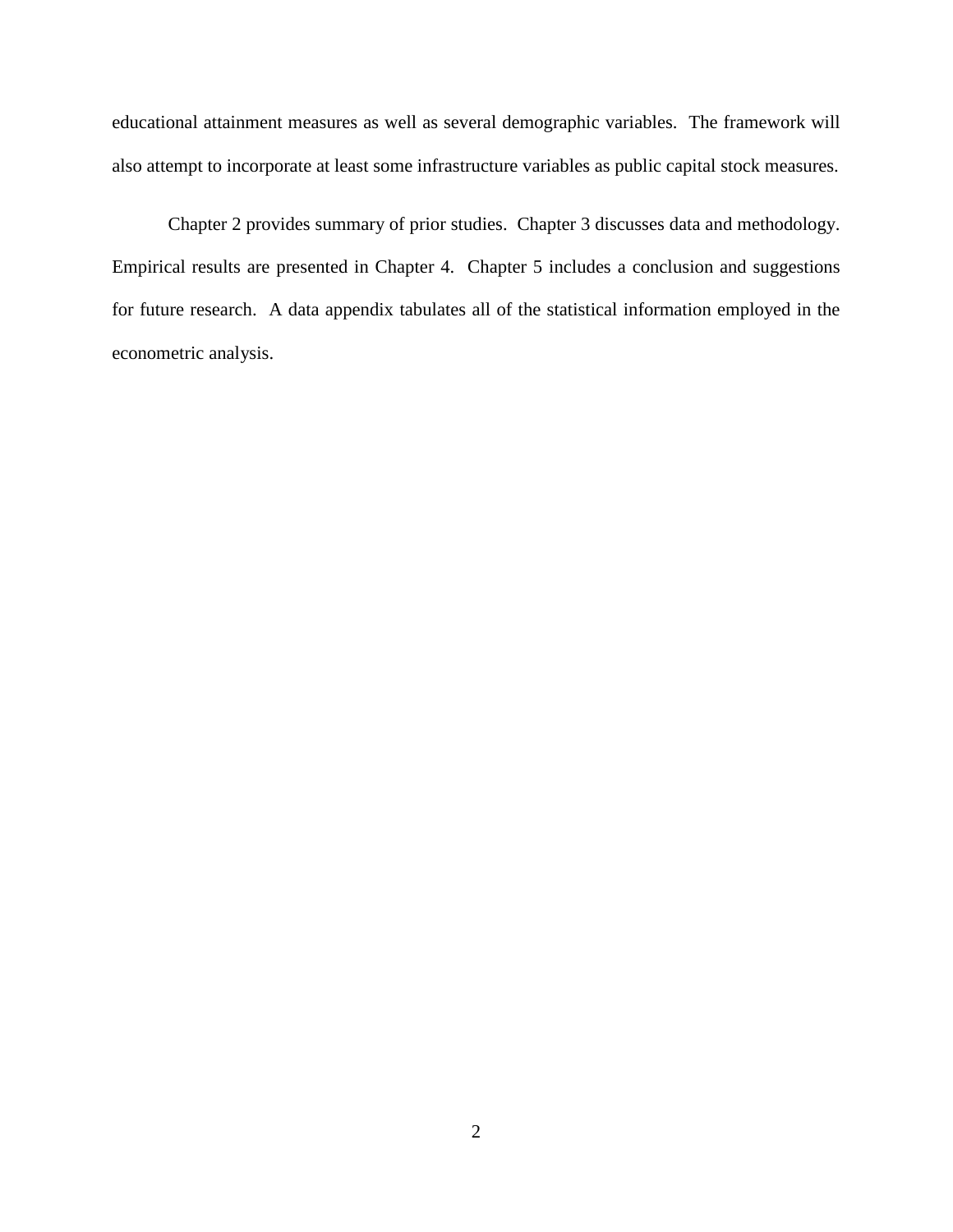educational attainment measures as well as several demographic variables. The framework will also attempt to incorporate at least some infrastructure variables as public capital stock measures.

Chapter 2 provides summary of prior studies. Chapter 3 discusses data and methodology. Empirical results are presented in Chapter 4. Chapter 5 includes a conclusion and suggestions for future research. A data appendix tabulates all of the statistical information employed in the econometric analysis.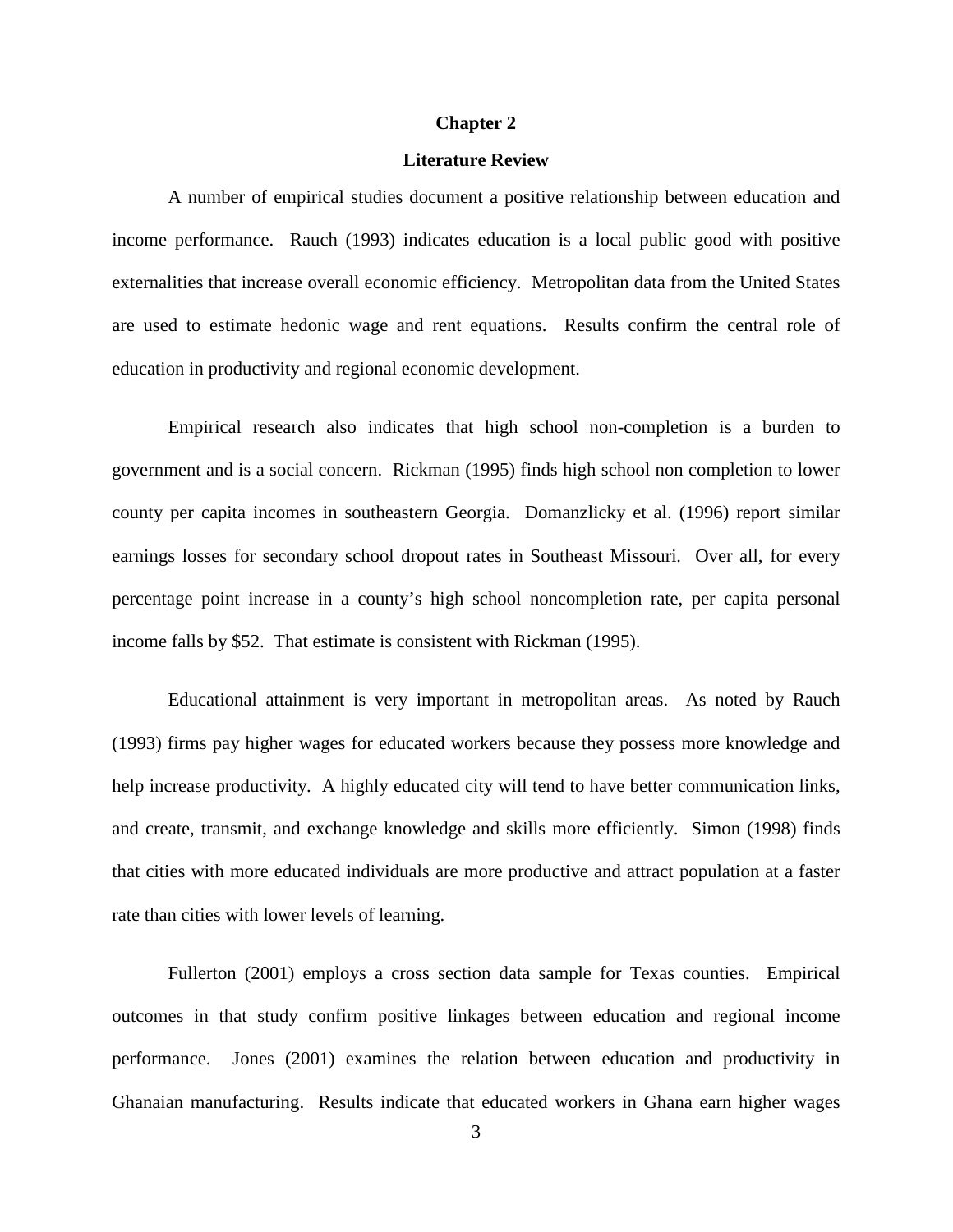# Chapter 2

## Literature Review

A number of empirical studies document a positive relationship between education and income performance. Rauch (1993) indicates education is a local public good with positive externalities that increase overall economic efficiency. Metropolitan data from the United States are used to estimate hedonic wage and rent equations. Results confirm the central role of education in productivity and regional economic development.

Empirical research also indicates that high school non-completion is a burden to government and is a social concern. Rickman (1995) finds high school non completion to lower county per capita incomes in southeastern Georgia. Domanzlicky et al. (1996) report similar earnings losses for secondary school dropout rates in Southeast Missouri. Over all, for every percentage point increase in a county's high school noncompletion rate, per capita personal income falls by $52. That estimate is consistent with Rickman (1995).

Educational attainment is very important in metropolitan areas. As noted by Rauch (1993) firms pay higher wages for educated workers because they possess more knowledge and help increase productivity. A highly educated city will tend to have better communication links, and create, transmit, and exchange knowledge and skills more efficiently. Simon (1998) finds that cities with more educated individuals are more productive and attract population at a faster rate than cities with lower levels of learning.

Fullerton (2001) employs a cross section data sample for Texas counties. Empirical outcomes in that study confirm positive linkages between education and regional income performance. Jones (2001) examines the relation between education and productivity in Ghanaian manufacturing. Results indicate that educated workers in Ghana earn higher wages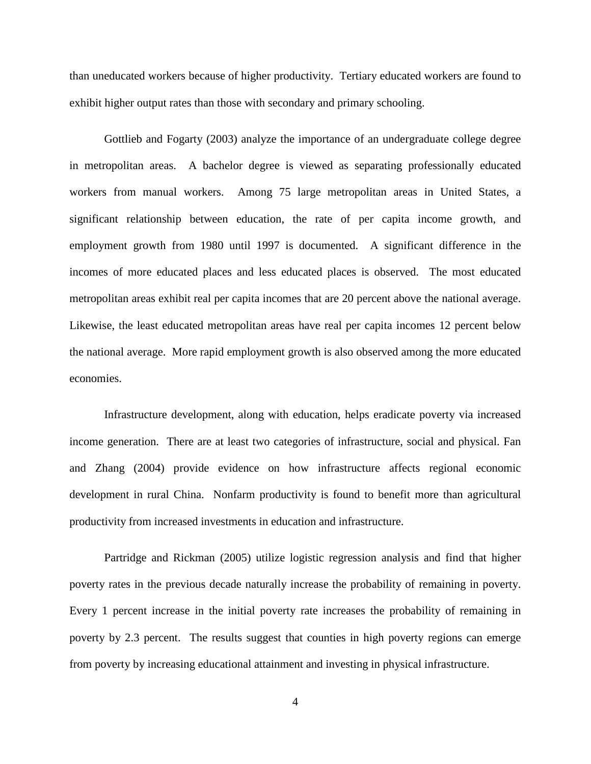than uneducated workers because of higher productivity. Tertiary educated workers are found to exhibit higher output rates than those with secondary and primary schooling.

Gottlieb and Fogarty (2003) analyze the importance of an undergraduate college degree in metropolitan areas. A bachelor degree is viewed as separating professionally educated workers from manual workers. Among 75 large metropolitan areas in United States, a significant relationship between education, the rate of per capita income growth, and employment growth from 1980 until 1997 is documented. A significant difference in the incomes of more educated places and less educated places is observed. The most educated metropolitan areas exhibit real per capita incomes that are 20 percent above the national average. Likewise, the least educated metropolitan areas have real per capita incomes 12 percent below the national average. More rapid employment growth is also observed among the more educated economies.

Infrastructure development, along with education, helps eradicate poverty via increased income generation. There are at least two categories of infrastructure, social and physical. Fan and Zhang (2004) provide evidence on how infrastructure affects regional economic development in rural China. Nonfarm productivity is found to benefit more than agricultural productivity from increased investments in education and infrastructure.

Partridge and Rickman (2005) utilize logistic regression analysis and find that higher poverty rates in the previous decade naturally increase the probability of remaining in poverty. Every 1 percent increase in the initial poverty rate increases the probability of remaining in poverty by 2.3 percent. The results suggest that counties in high poverty regions can emerge from poverty by increasing educational attainment and investing in physical infrastructure.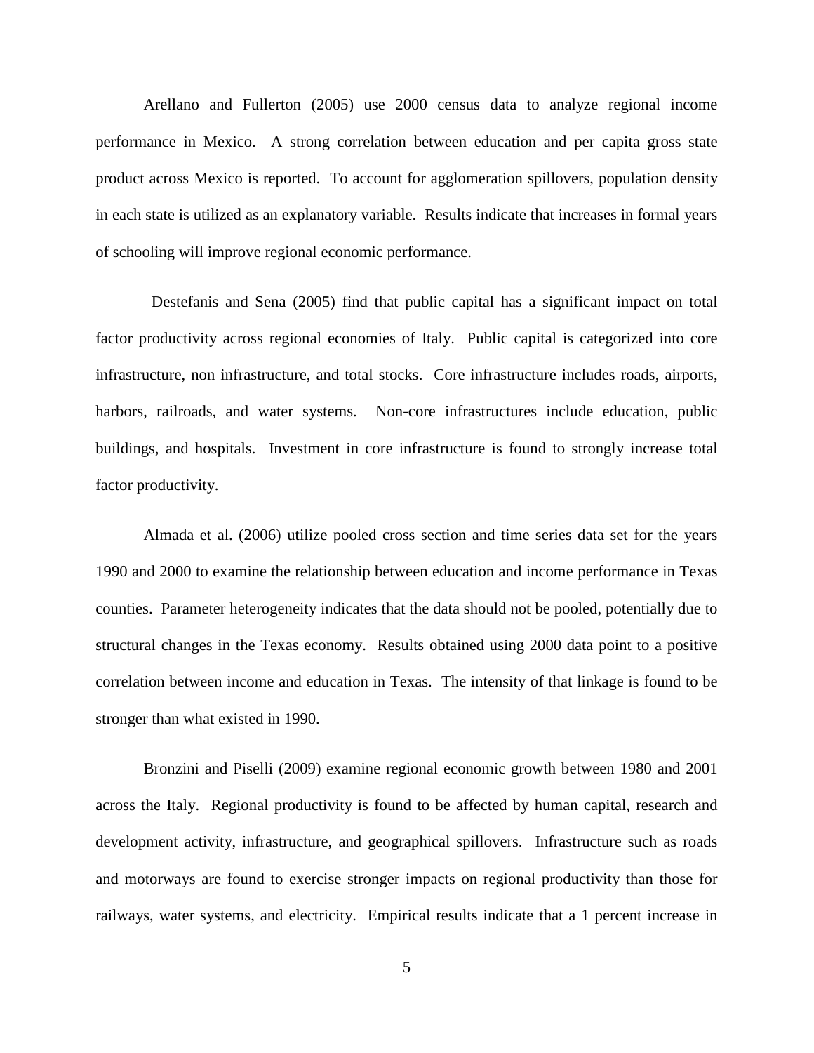Arellano and Fullerton (2005) use 2000 census data to analyze regional income performance in Mexico. A strong correlation between education and per capita gross state product across Mexico is reported. To account for agglomeration spillovers, population density in each state is utilized as an explanatory variable. Results indicate that increases in formal years of schooling will improve regional economic performance.

Destefanis and Sena (2005) find that public capital has a significant impact on total factor productivity across regional economies of Italy. Public capital is categorized into core infrastructure, non infrastructure, and total stocks. Core infrastructure includes roads, airports, harbors, railroads, and water systems. Non-core infrastructures include education, public buildings, and hospitals. Investment in core infrastructure is found to strongly increase total factor productivity.

Almada et al. (2006) utilize pooled cross section and time series data set for the years 1990 and 2000 to examine the relationship between education and income performance in Texas counties. Parameter heterogeneity indicates that the data should not be pooled, potentially due to structural changes in the Texas economy. Results obtained using 2000 data point to a positive correlation between income and education in Texas. The intensity of that linkage is found to be stronger than what existed in 1990.

Bronzini and Piselli (2009) examine regional economic growth between 1980 and 2001 across the Italy. Regional productivity is found to be affected by human capital, research and development activity, infrastructure, and geographical spillovers. Infrastructure such as roads and motorways are found to exercise stronger impacts on regional productivity than those for railways, water systems, and electricity. Empirical results indicate that a 1 percent increase in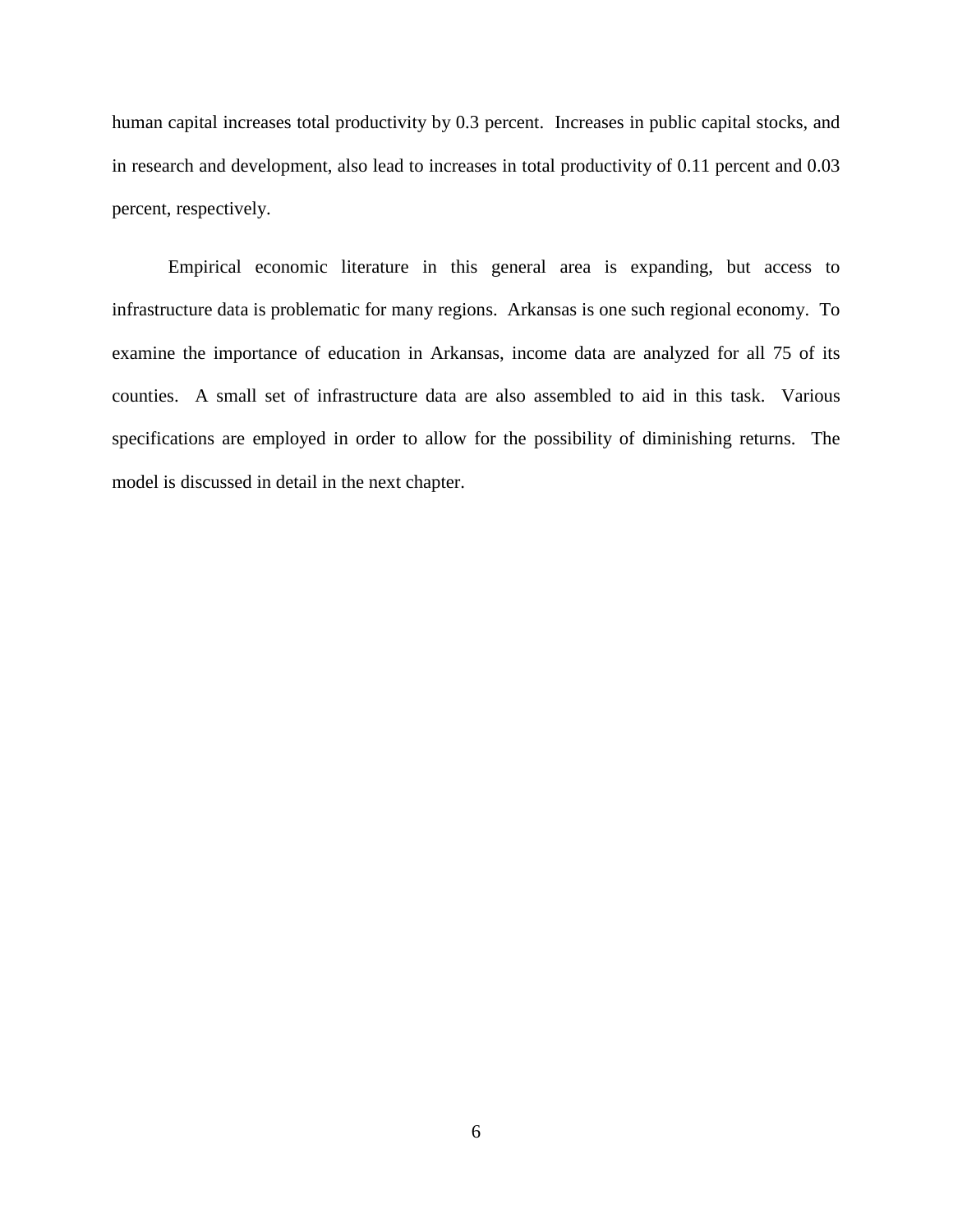human capital increases total productivity by 0.3 percent. Increases in public capital stocks, and in research and development, also lead to increases in total productivity of 0.11 percent and 0.03 percent, respectively.

Empirical economic literature in this general area is expanding, but access to infrastructure data is problematic for many regions. Arkansas is one such regional economy. To examine the importance of education in Arkansas, income data are analyzed for all 75 of its counties. A small set of infrastructure data are also assembled to aid in this task. Various specifications are employed in order to allow for the possibility of diminishing returns. The model is discussed in detail in the next chapter.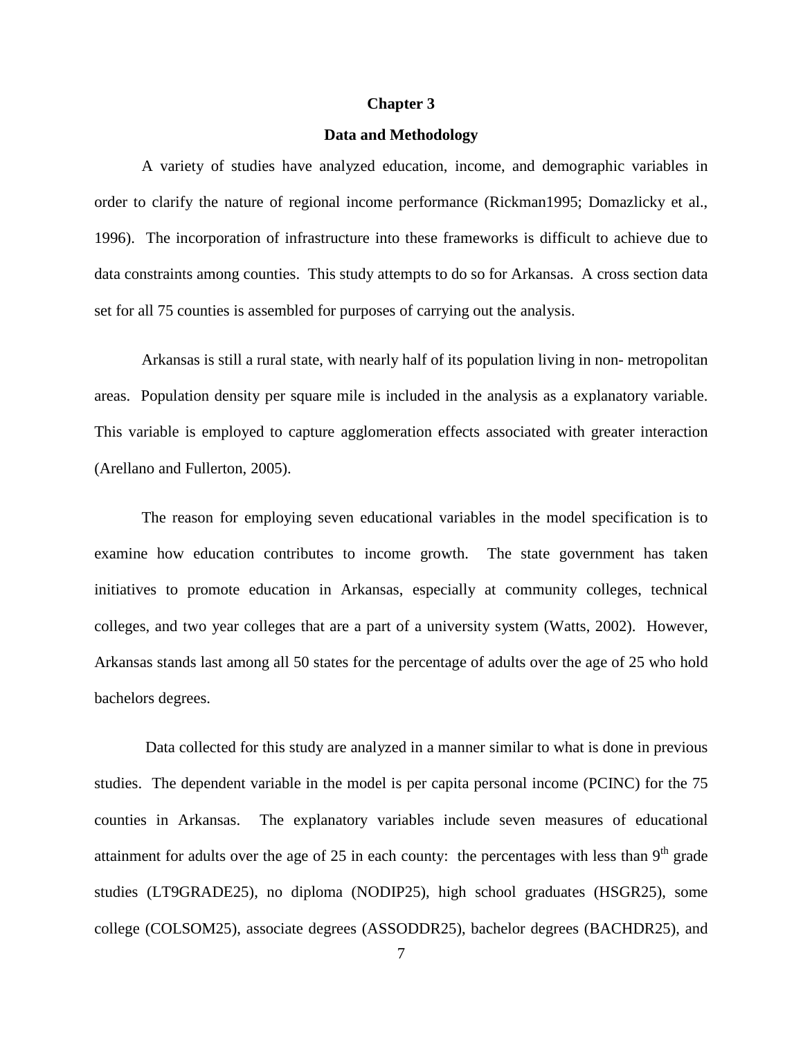# Chapter 3

## Data and Methodology

A variety of studies have analyzed education, income, and demographic variables in order to clarify the nature of regional income performance (Rickman1995; Domazlicky et al., 1996). The incorporation of infrastructure into these frameworks is difficult to achieve due to data constraints among counties. This study attempts to do so for Arkansas. A cross section data set for all 75 counties is assembled for purposes of carrying out the analysis.

Arkansas is still a rural state, with nearly half of its population living in non- metropolitan areas. Population density per square mile is included in the analysis as a explanatory variable. This variable is employed to capture agglomeration effects associated with greater interaction (Arellano and Fullerton, 2005).

The reason for employing seven educational variables in the model specification is to examine how education contributes to income growth. The state government has taken initiatives to promote education in Arkansas, especially at community colleges, technical colleges, and two year colleges that are a part of a university system (Watts, 2002). However, Arkansas stands last among all 50 states for the percentage of adults over the age of 25 who hold bachelors degrees.

Data collected for this study are analyzed in a manner similar to what is done in previous studies. The dependent variable in the model is per capita personal income (PCINC) for the 75 counties in Arkansas. The explanatory variables include seven measures of educational attainment for adults over the age of 25 in each county: the percentages with less than 9$^{th}$ grade studies (LT9GRADE25), no diploma (NODIP25), high school graduates (HSGR25), some college (COLSOM25), associate degrees (ASSODDR25), bachelor degrees (BACHDR25), and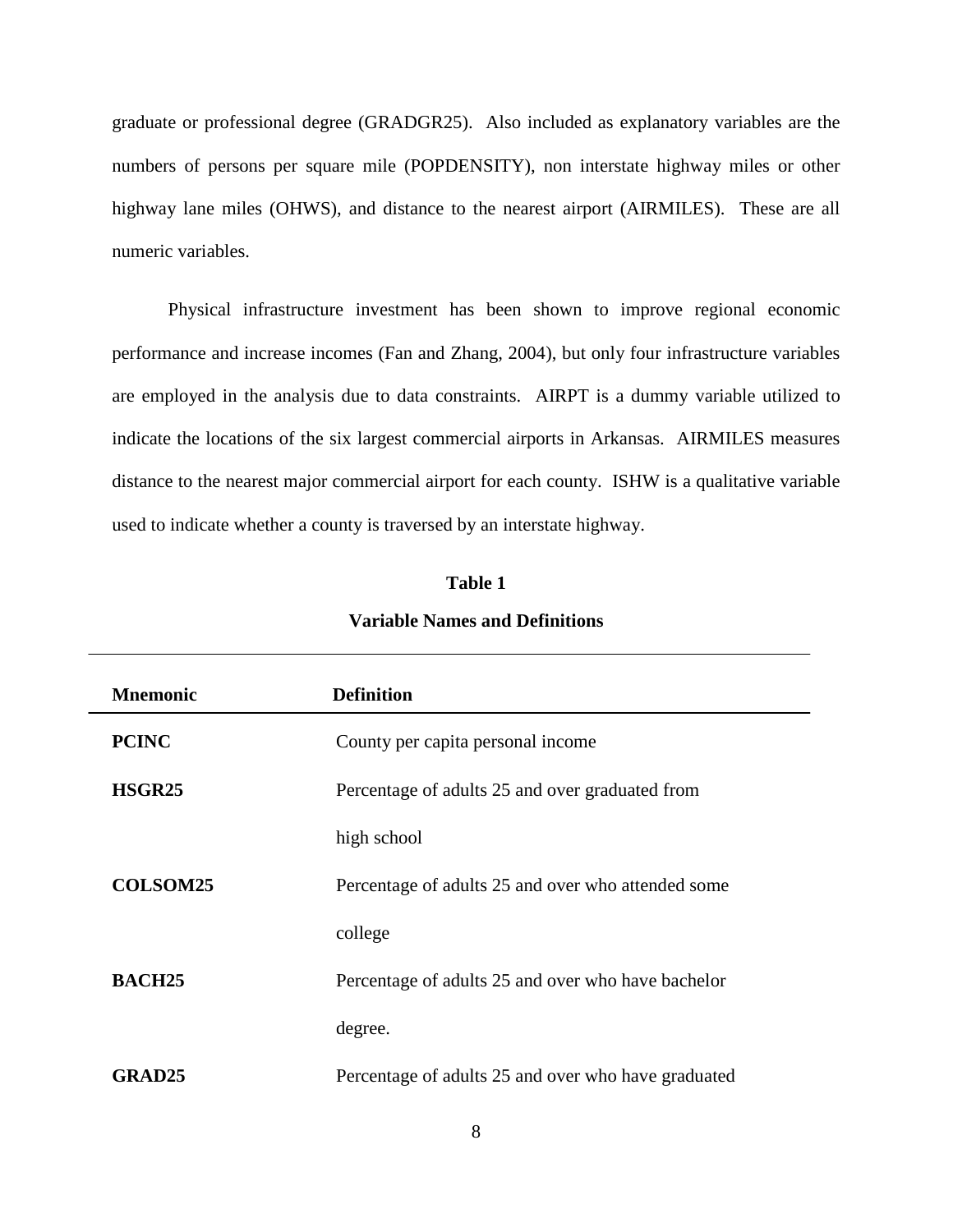graduate or professional degree (GRADGR25). Also included as explanatory variables are the numbers of persons per square mile (POPDENSITY), non interstate highway miles or other highway lane miles (OHWS), and distance to the nearest airport (AIRMILES). These are all numeric variables.

Physical infrastructure investment has been shown to improve regional economic performance and increase incomes (Fan and Zhang, 2004), but only four infrastructure variables are employed in the analysis due to data constraints. AIRPT is a dummy variable utilized to indicate the locations of the six largest commercial airports in Arkansas. AIRMILES measures distance to the nearest major commercial airport for each county. ISHW is a qualitative variable used to indicate whether a county is traversed by an interstate highway.

**Table 1**

**Variable Names and Definitions**

| Mnemonic | Definition |
|---|---|
| **PCINC** | County per capita personal income |
| **HSGR25** | Percentage of adults 25 and over graduated from high school |
| **COLSOM25** | Percentage of adults 25 and over who attended some college |
| **BACH25** | Percentage of adults 25 and over who have bachelor degree. |
| **GRAD25** | Percentage of adults 25 and over who have graduated |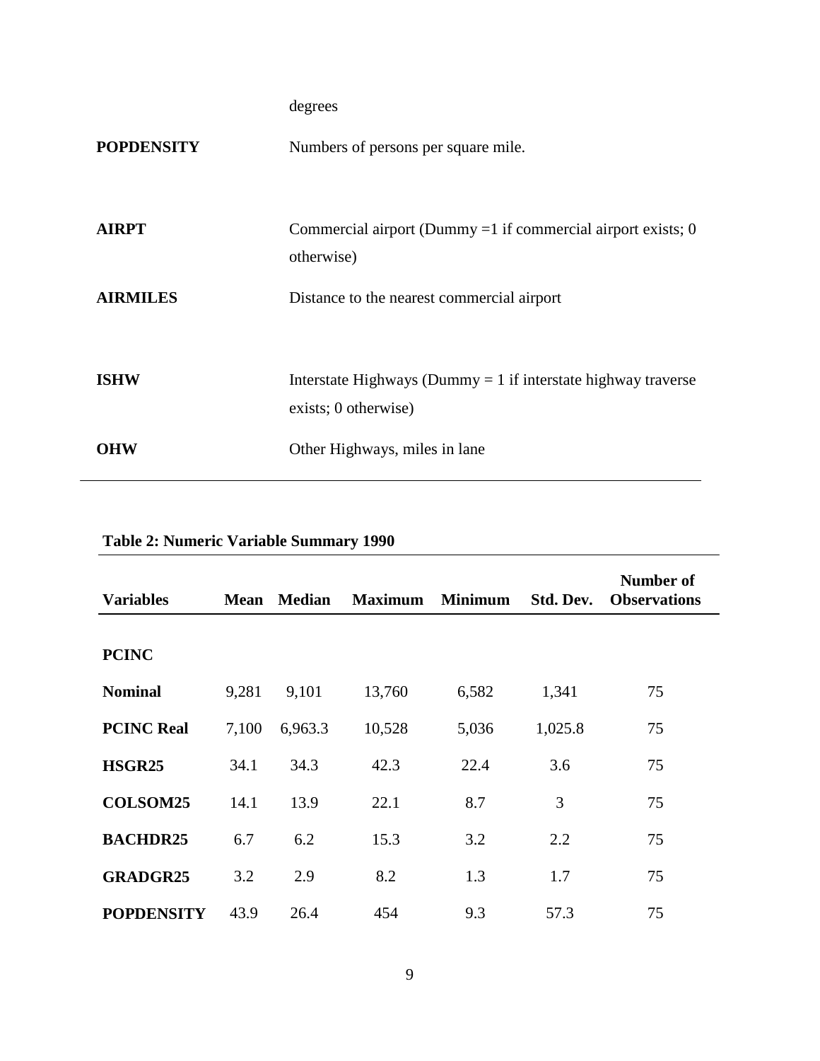| | |
|---|---|
| | degrees |
| **POPDENSITY** | Numbers of persons per square mile. |
| **AIRPT** | Commercial airport (Dummy =1 if commercial airport exists; 0 otherwise) |
| **AIRMILES** | Distance to the nearest commercial airport |
| **ISHW** | Interstate Highways (Dummy = 1 if interstate highway traverse exists; 0 otherwise) |
| **OHW** | Other Highways, miles in lane |

**Table 2: Numeric Variable Summary 1990**

| Variables | Mean | Median | Maximum | Minimum | Std. Dev. | Number of Observations |
|---|---|---|---|---|---|---|
| **PCINC** | | | | | | |
| **Nominal** | 9,281 | 9,101 | 13,760 | 6,582 | 1,341 | 75 |
| **PCINC Real** | 7,100 | 6,963.3 | 10,528 | 5,036 | 1,025.8 | 75 |
| **HSGR25** | 34.1 | 34.3 | 42.3 | 22.4 | 3.6 | 75 |
| **COLSOM25** | 14.1 | 13.9 | 22.1 | 8.7 | 3 | 75 |
| **BACHDR25** | 6.7 | 6.2 | 15.3 | 3.2 | 2.2 | 75 |
| **GRADGR25** | 3.2 | 2.9 | 8.2 | 1.3 | 1.7 | 75 |
| **POPDENSITY** | 43.9 | 26.4 | 454 | 9.3 | 57.3 | 75 |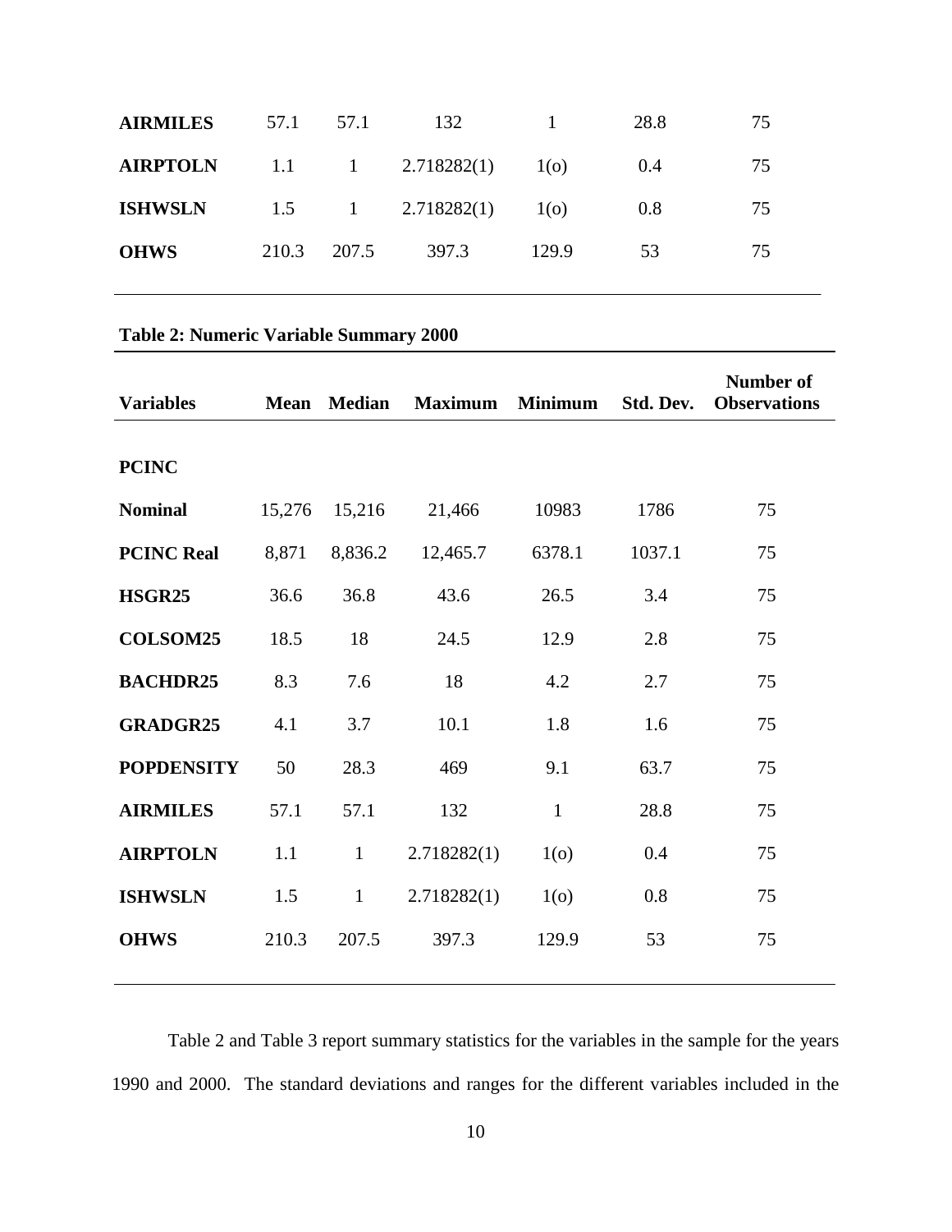| | | | | | | |
|---|---|---|---|---|---|---|
| **AIRMILES** | 57.1 | 57.1 | 132 | 1 | 28.8 | 75 |
| **AIRPTOLN** | 1.1 | 1 | 2.718282(1) | 1(o) | 0.4 | 75 |
| **ISHWSLN** | 1.5 | 1 | 2.718282(1) | 1(o) | 0.8 | 75 |
| **OHWS** | 210.3 | 207.5 | 397.3 | 129.9 | 53 | 75 |

**Table 2: Numeric Variable Summary 2000**

| **Variables** | **Mean** | **Median** | **Maximum** | **Minimum** | **Std. Dev.** | **Number of Observations** |
|---|---|---|---|---|---|---|
| **PCINC** | | | | | | |
| **Nominal** | 15,276 | 15,216 | 21,466 | 10983 | 1786 | 75 |
| **PCINC Real** | 8,871 | 8,836.2 | 12,465.7 | 6378.1 | 1037.1 | 75 |
| **HSGR25** | 36.6 | 36.8 | 43.6 | 26.5 | 3.4 | 75 |
| **COLSOM25** | 18.5 | 18 | 24.5 | 12.9 | 2.8 | 75 |
| **BACHDR25** | 8.3 | 7.6 | 18 | 4.2 | 2.7 | 75 |
| **GRADGR25** | 4.1 | 3.7 | 10.1 | 1.8 | 1.6 | 75 |
| **POPDENSITY** | 50 | 28.3 | 469 | 9.1 | 63.7 | 75 |
| **AIRMILES** | 57.1 | 57.1 | 132 | 1 | 28.8 | 75 |
| **AIRPTOLN** | 1.1 | 1 | 2.718282(1) | 1(o) | 0.4 | 75 |
| **ISHWSLN** | 1.5 | 1 | 2.718282(1) | 1(o) | 0.8 | 75 |
| **OHWS** | 210.3 | 207.5 | 397.3 | 129.9 | 53 | 75 |

Table 2 and Table 3 report summary statistics for the variables in the sample for the years 1990 and 2000. The standard deviations and ranges for the different variables included in the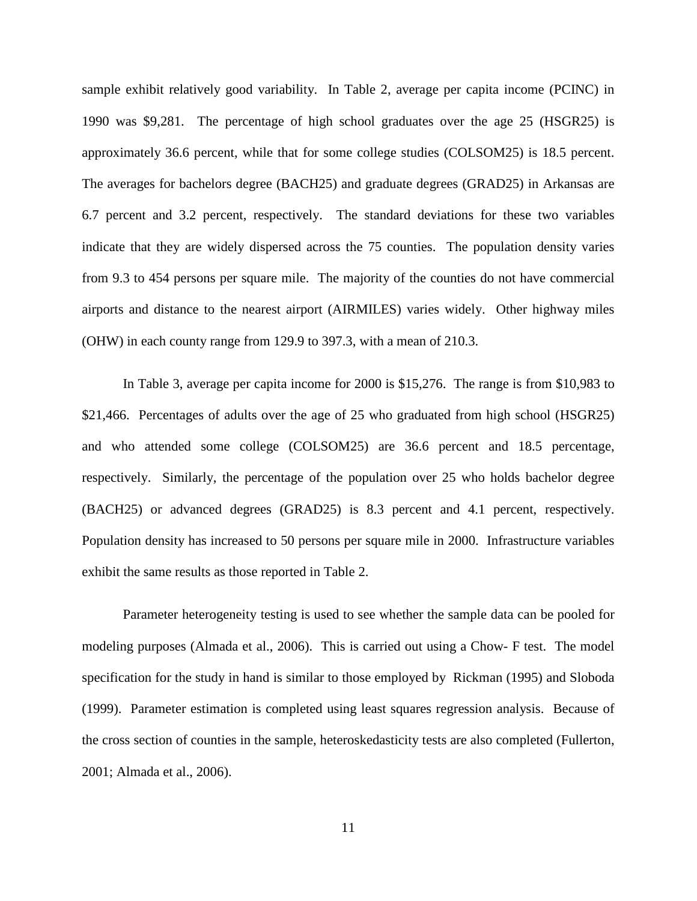sample exhibit relatively good variability. In Table 2, average per capita income (PCINC) in 1990 was $9,281. The percentage of high school graduates over the age 25 (HSGR25) is approximately 36.6 percent, while that for some college studies (COLSOM25) is 18.5 percent. The averages for bachelors degree (BACH25) and graduate degrees (GRAD25) in Arkansas are 6.7 percent and 3.2 percent, respectively. The standard deviations for these two variables indicate that they are widely dispersed across the 75 counties. The population density varies from 9.3 to 454 persons per square mile. The majority of the counties do not have commercial airports and distance to the nearest airport (AIRMILES) varies widely. Other highway miles (OHW) in each county range from 129.9 to 397.3, with a mean of 210.3.

In Table 3, average per capita income for 2000 is $15,276. The range is from $10,983 to $21,466. Percentages of adults over the age of 25 who graduated from high school (HSGR25) and who attended some college (COLSOM25) are 36.6 percent and 18.5 percentage, respectively. Similarly, the percentage of the population over 25 who holds bachelor degree (BACH25) or advanced degrees (GRAD25) is 8.3 percent and 4.1 percent, respectively. Population density has increased to 50 persons per square mile in 2000. Infrastructure variables exhibit the same results as those reported in Table 2.

Parameter heterogeneity testing is used to see whether the sample data can be pooled for modeling purposes (Almada et al., 2006). This is carried out using a Chow- F test. The model specification for the study in hand is similar to those employed by Rickman (1995) and Sloboda (1999). Parameter estimation is completed using least squares regression analysis. Because of the cross section of counties in the sample, heteroskedasticity tests are also completed (Fullerton, 2001; Almada et al., 2006).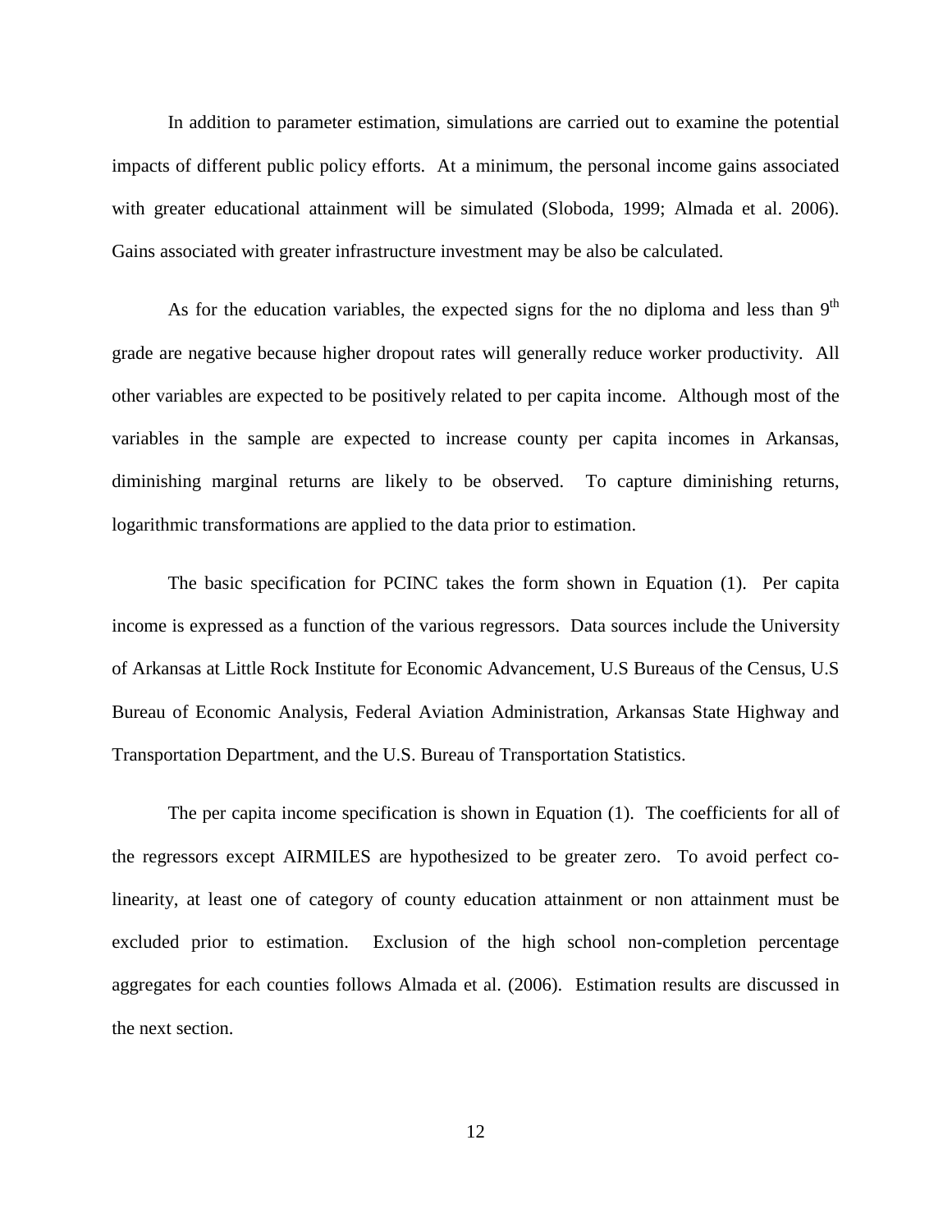In addition to parameter estimation, simulations are carried out to examine the potential impacts of different public policy efforts. At a minimum, the personal income gains associated with greater educational attainment will be simulated (Sloboda, 1999; Almada et al. 2006). Gains associated with greater infrastructure investment may be also be calculated.

As for the education variables, the expected signs for the no diploma and less than 9$^{th}$ grade are negative because higher dropout rates will generally reduce worker productivity. All other variables are expected to be positively related to per capita income. Although most of the variables in the sample are expected to increase county per capita incomes in Arkansas, diminishing marginal returns are likely to be observed. To capture diminishing returns, logarithmic transformations are applied to the data prior to estimation.

The basic specification for PCINC takes the form shown in Equation (1). Per capita income is expressed as a function of the various regressors. Data sources include the University of Arkansas at Little Rock Institute for Economic Advancement, U.S Bureaus of the Census, U.S Bureau of Economic Analysis, Federal Aviation Administration, Arkansas State Highway and Transportation Department, and the U.S. Bureau of Transportation Statistics.

The per capita income specification is shown in Equation (1). The coefficients for all of the regressors except AIRMILES are hypothesized to be greater zero. To avoid perfect co-linearity, at least one of category of county education attainment or non attainment must be excluded prior to estimation. Exclusion of the high school non-completion percentage aggregates for each counties follows Almada et al. (2006). Estimation results are discussed in the next section.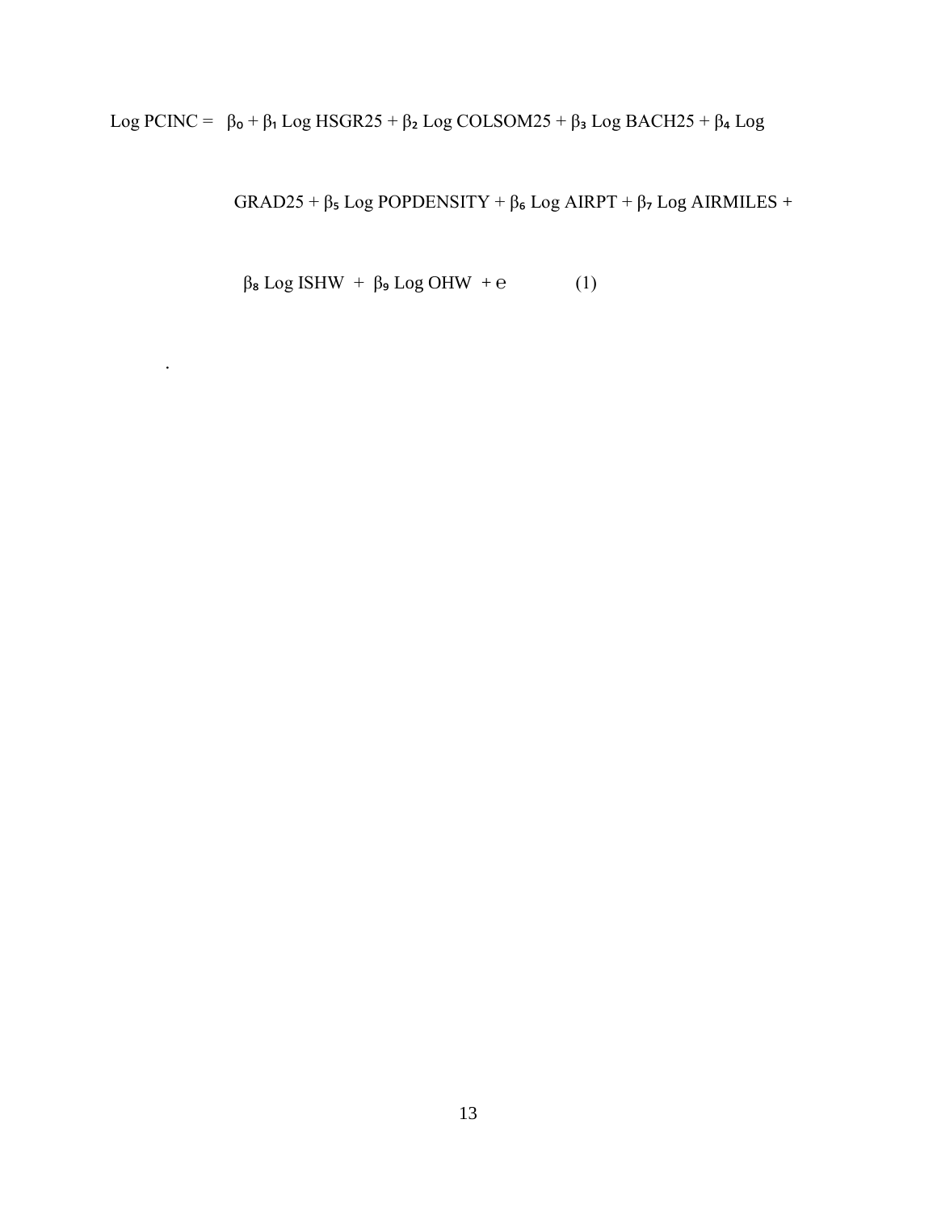$$\text{Log PCINC} = \beta_0 + \beta_1 \text{ Log HSGR25} + \beta_2 \text{ Log COLSOM25} + \beta_3 \text{ Log BACH25} + \beta_4 \text{ Log GRAD25} + \beta_5 \text{ Log POPDENSITY} + \beta_6 \text{ Log AIRPT} + \beta_7 \text{ Log AIRMILES} + \beta_8 \text{ Log ISHW} + \beta_9 \text{ Log OHW} + e \qquad (1)$$

.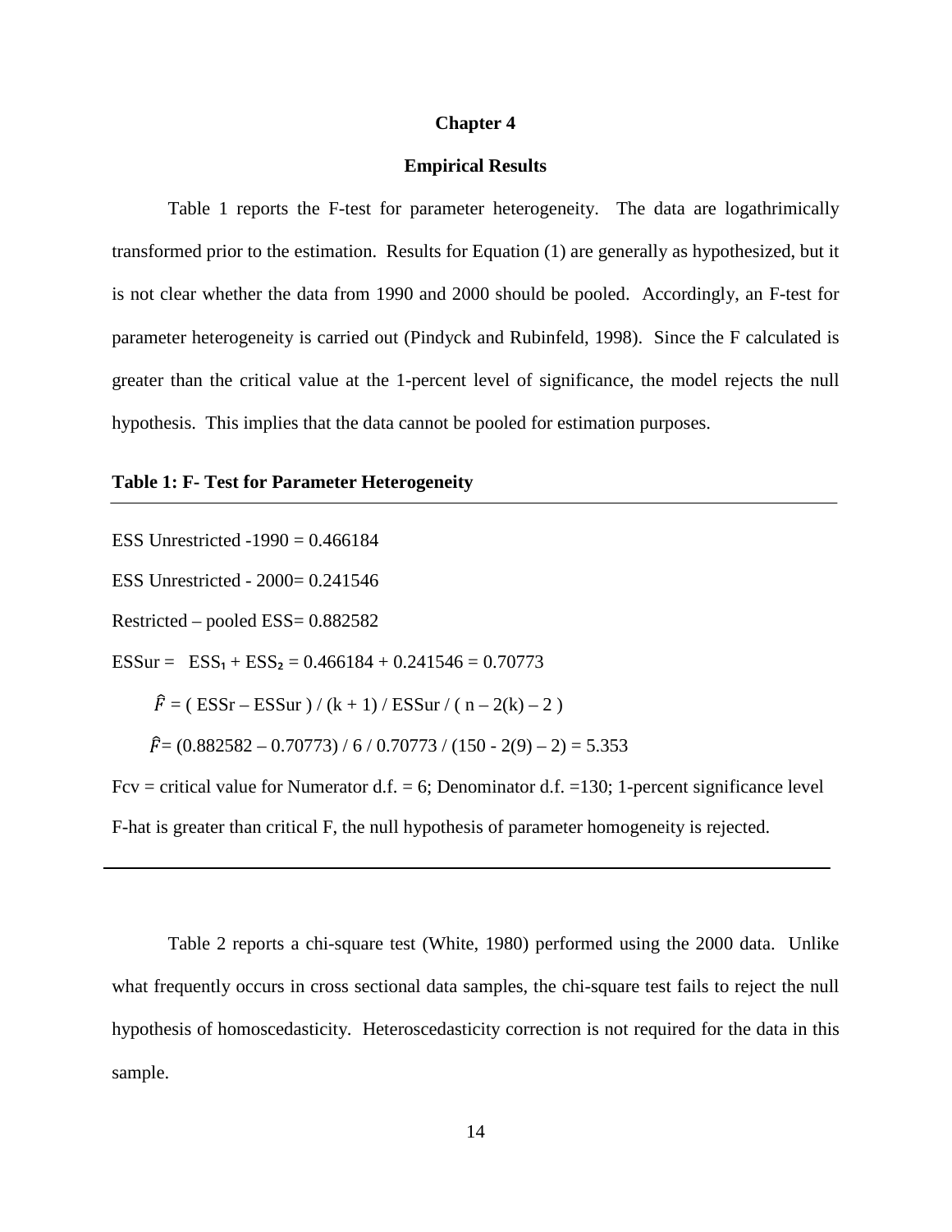# Chapter 4

## Empirical Results

Table 1 reports the F-test for parameter heterogeneity. The data are logathrimically transformed prior to the estimation. Results for Equation (1) are generally as hypothesized, but it is not clear whether the data from 1990 and 2000 should be pooled. Accordingly, an F-test for parameter heterogeneity is carried out (Pindyck and Rubinfeld, 1998). Since the F calculated is greater than the critical value at the 1-percent level of significance, the model rejects the null hypothesis. This implies that the data cannot be pooled for estimation purposes.

**Table 1: F- Test for Parameter Heterogeneity**

ESS Unrestricted -1990 = 0.466184

ESS Unrestricted - 2000= 0.241546

Restricted – pooled ESS= 0.882582

ESSur = $ESS_1 + ESS_2$ = 0.466184 + 0.241546 = 0.70773

$\hat{F}$ = ( ESSr – ESSur ) / (k + 1) / ESSur / ( n – 2(k) – 2 )

$\hat{F}$= (0.882582 – 0.70773) / 6 / 0.70773 / (150 - 2(9) – 2) = 5.353

Fcv = critical value for Numerator d.f. = 6; Denominator d.f. =130; 1-percent significance level

F-hat is greater than critical F, the null hypothesis of parameter homogeneity is rejected.

---

Table 2 reports a chi-square test (White, 1980) performed using the 2000 data. Unlike what frequently occurs in cross sectional data samples, the chi-square test fails to reject the null hypothesis of homoscedasticity. Heteroscedasticity correction is not required for the data in this sample.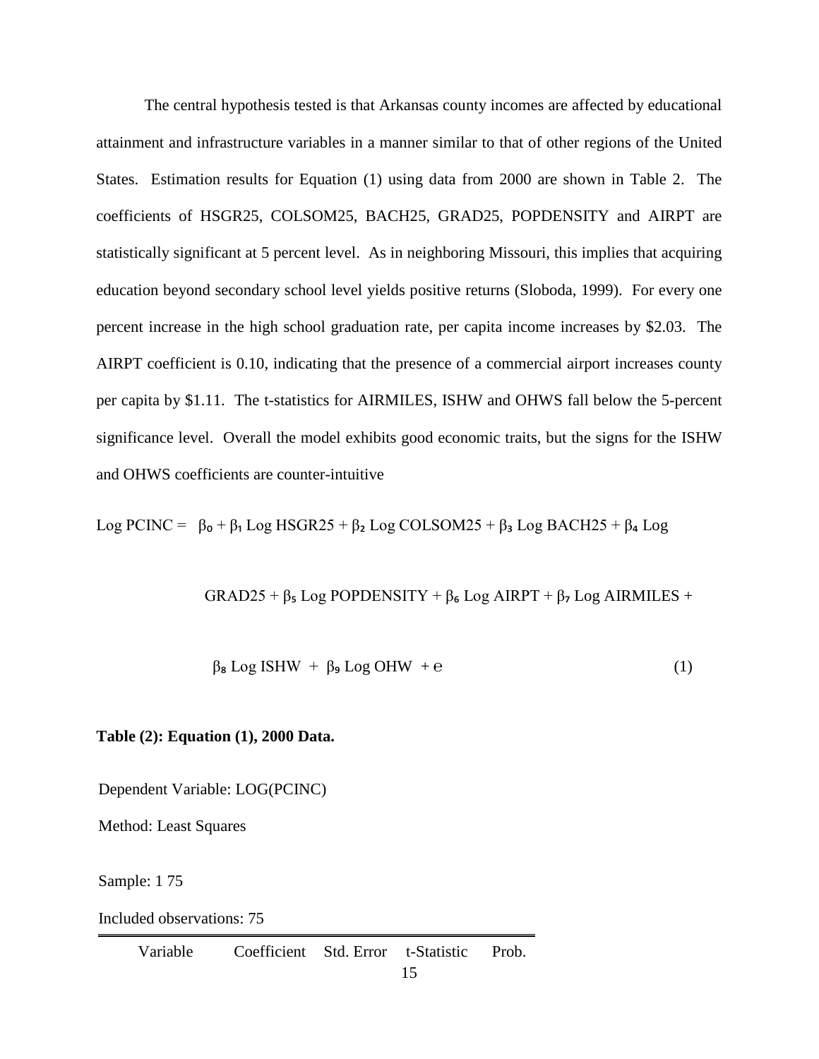The central hypothesis tested is that Arkansas county incomes are affected by educational attainment and infrastructure variables in a manner similar to that of other regions of the United States. Estimation results for Equation (1) using data from 2000 are shown in Table 2. The coefficients of HSGR25, COLSOM25, BACH25, GRAD25, POPDENSITY and AIRPT are statistically significant at 5 percent level. As in neighboring Missouri, this implies that acquiring education beyond secondary school level yields positive returns (Sloboda, 1999). For every one percent increase in the high school graduation rate, per capita income increases by \$2.03. The AIRPT coefficient is 0.10, indicating that the presence of a commercial airport increases county per capita by \$1.11. The t-statistics for AIRMILES, ISHW and OHWS fall below the 5-percent significance level. Overall the model exhibits good economic traits, but the signs for the ISHW and OHWS coefficients are counter-intuitive

$$\text{Log PCINC} = \beta_0 + \beta_1 \text{ Log HSGR25} + \beta_2 \text{ Log COLSOM25} + \beta_3 \text{ Log BACH25} + \beta_4 \text{ Log GRAD25} + \beta_5 \text{ Log POPDENSITY} + \beta_6 \text{ Log AIRPT} + \beta_7 \text{ Log AIRMILES} + \beta_8 \text{ Log ISHW} + \beta_9 \text{ Log OHW} + e \quad (1)$$

**Table (2): Equation (1), 2000 Data.**

Dependent Variable: LOG(PCINC)

Method: Least Squares

Sample: 1 75

Included observations: 75

| Variable | Coefficient | Std. Error | t-Statistic | Prob. |
|---|---|---|---|---|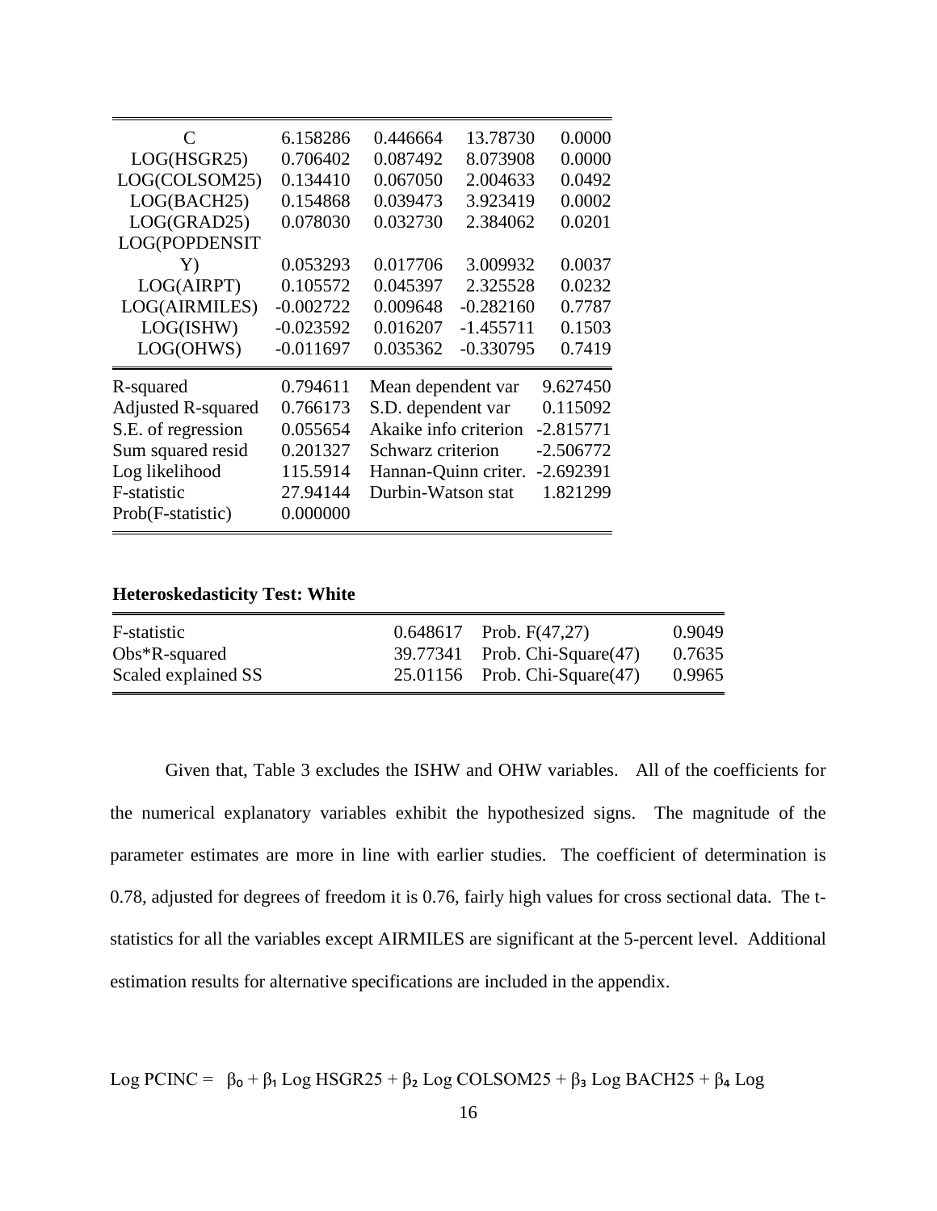| | | | | |
|---|---|---|---|---|
| C | 6.158286 | 0.446664 | 13.78730 | 0.0000 |
| LOG(HSGR25) | 0.706402 | 0.087492 | 8.073908 | 0.0000 |
| LOG(COLSOM25) | 0.134410 | 0.067050 | 2.004633 | 0.0492 |
| LOG(BACH25) | 0.154868 | 0.039473 | 3.923419 | 0.0002 |
| LOG(GRAD25) | 0.078030 | 0.032730 | 2.384062 | 0.0201 |
| LOG(POPDENSITY) | 0.053293 | 0.017706 | 3.009932 | 0.0037 |
| LOG(AIRPT) | 0.105572 | 0.045397 | 2.325528 | 0.0232 |
| LOG(AIRMILES) | -0.002722 | 0.009648 | -0.282160 | 0.7787 |
| LOG(ISHW) | -0.023592 | 0.016207 | -1.455711 | 0.1503 |
| LOG(OHWS) | -0.011697 | 0.035362 | -0.330795 | 0.7419 |

| | | | |
|---|---|---|---|
| R-squared | 0.794611 | Mean dependent var | 9.627450 |
| Adjusted R-squared | 0.766173 | S.D. dependent var | 0.115092 |
| S.E. of regression | 0.055654 | Akaike info criterion | -2.815771 |
| Sum squared resid | 0.201327 | Schwarz criterion | -2.506772 |
| Log likelihood | 115.5914 | Hannan-Quinn criter. | -2.692391 |
| F-statistic | 27.94144 | Durbin-Watson stat | 1.821299 |
| Prob(F-statistic) | 0.000000 | | |

**Heteroskedasticity Test: White**

| | | | |
|---|---|---|---|
| F-statistic | 0.648617 | Prob. F(47,27) | 0.9049 |
| Obs*R-squared | 39.77341 | Prob. Chi-Square(47) | 0.7635 |
| Scaled explained SS | 25.01156 | Prob. Chi-Square(47) | 0.9965 |

Given that, Table 3 excludes the ISHW and OHW variables. All of the coefficients for the numerical explanatory variables exhibit the hypothesized signs. The magnitude of the parameter estimates are more in line with earlier studies. The coefficient of determination is 0.78, adjusted for degrees of freedom it is 0.76, fairly high values for cross sectional data. The t-statistics for all the variables except AIRMILES are significant at the 5-percent level. Additional estimation results for alternative specifications are included in the appendix.

Log PCINC = $\beta_0 + \beta_1$ Log HSGR25 + $\beta_2$ Log COLSOM25 + $\beta_3$ Log BACH25 + $\beta_4$ Log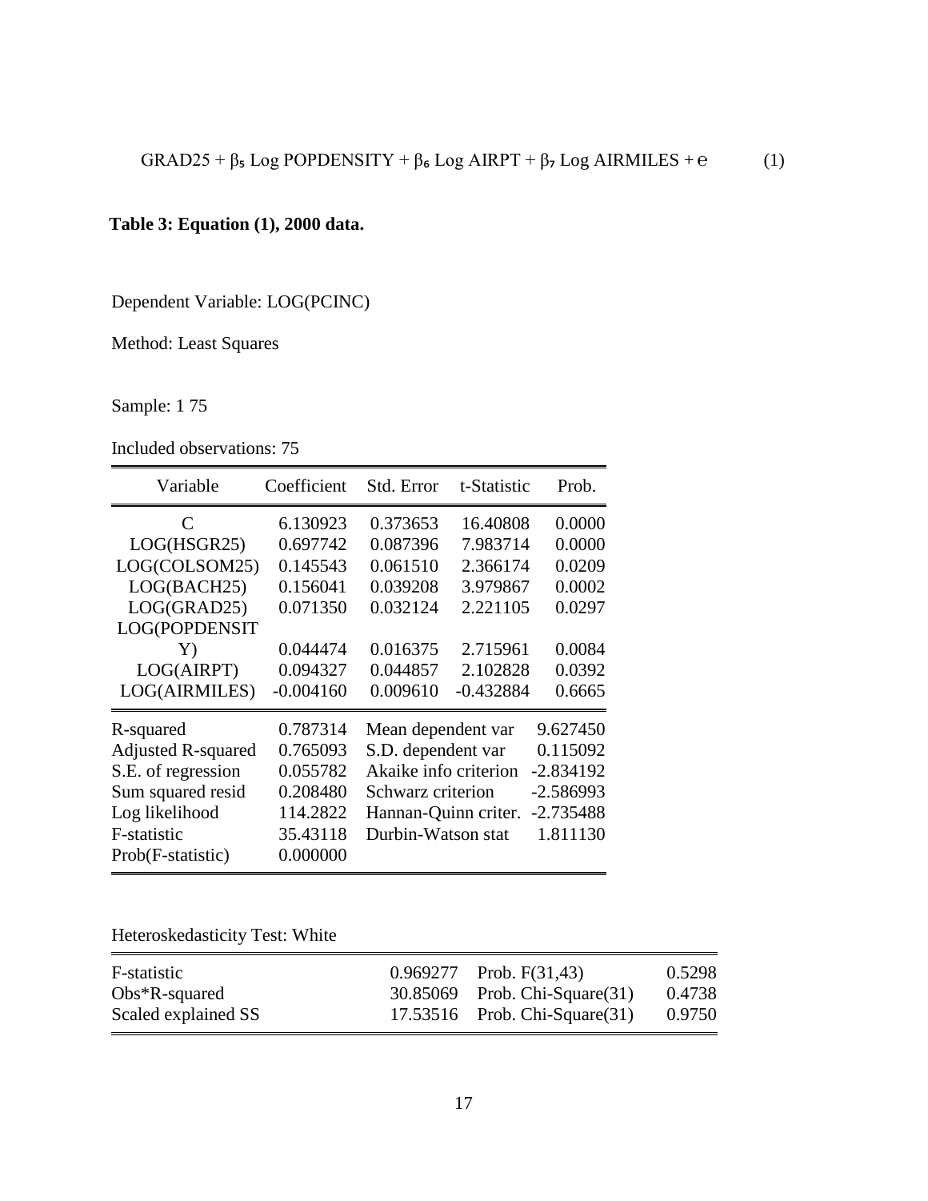$$GRAD25 + \beta_5 \text{ Log } POPDENSITY + \beta_6 \text{ Log } AIRPT + \beta_7 \text{ Log } AIRMILES + e \qquad (1)$$

**Table 3: Equation (1), 2000 data.**

Dependent Variable: LOG(PCINC)

Method: Least Squares

Sample: 1 75

Included observations: 75

| Variable | Coefficient | Std. Error | t-Statistic | Prob. |
|---|---|---|---|---|
| C | 6.130923 | 0.373653 | 16.40808 | 0.0000 |
| LOG(HSGR25) | 0.697742 | 0.087396 | 7.983714 | 0.0000 |
| LOG(COLSOM25) | 0.145543 | 0.061510 | 2.366174 | 0.0209 |
| LOG(BACH25) | 0.156041 | 0.039208 | 3.979867 | 0.0002 |
| LOG(GRAD25) | 0.071350 | 0.032124 | 2.221105 | 0.0297 |
| LOG(POPDENSITY) | 0.044474 | 0.016375 | 2.715961 | 0.0084 |
| LOG(AIRPT) | 0.094327 | 0.044857 | 2.102828 | 0.0392 |
| LOG(AIRMILES) | -0.004160 | 0.009610 | -0.432884 | 0.6665 |

| | | | |
|---|---|---|---|
| R-squared | 0.787314 | Mean dependent var | 9.627450 |
| Adjusted R-squared | 0.765093 | S.D. dependent var | 0.115092 |
| S.E. of regression | 0.055782 | Akaike info criterion | -2.834192 |
| Sum squared resid | 0.208480 | Schwarz criterion | -2.586993 |
| Log likelihood | 114.2822 | Hannan-Quinn criter. | -2.735488 |
| F-statistic | 35.43118 | Durbin-Watson stat | 1.811130 |
| Prob(F-statistic) | 0.000000 | | |

Heteroskedasticity Test: White

| | | | |
|---|---|---|---|
| F-statistic | 0.969277 | Prob. F(31,43) | 0.5298 |
| Obs*R-squared | 30.85069 | Prob. Chi-Square(31) | 0.4738 |
| Scaled explained SS | 17.53516 | Prob. Chi-Square(31) | 0.9750 |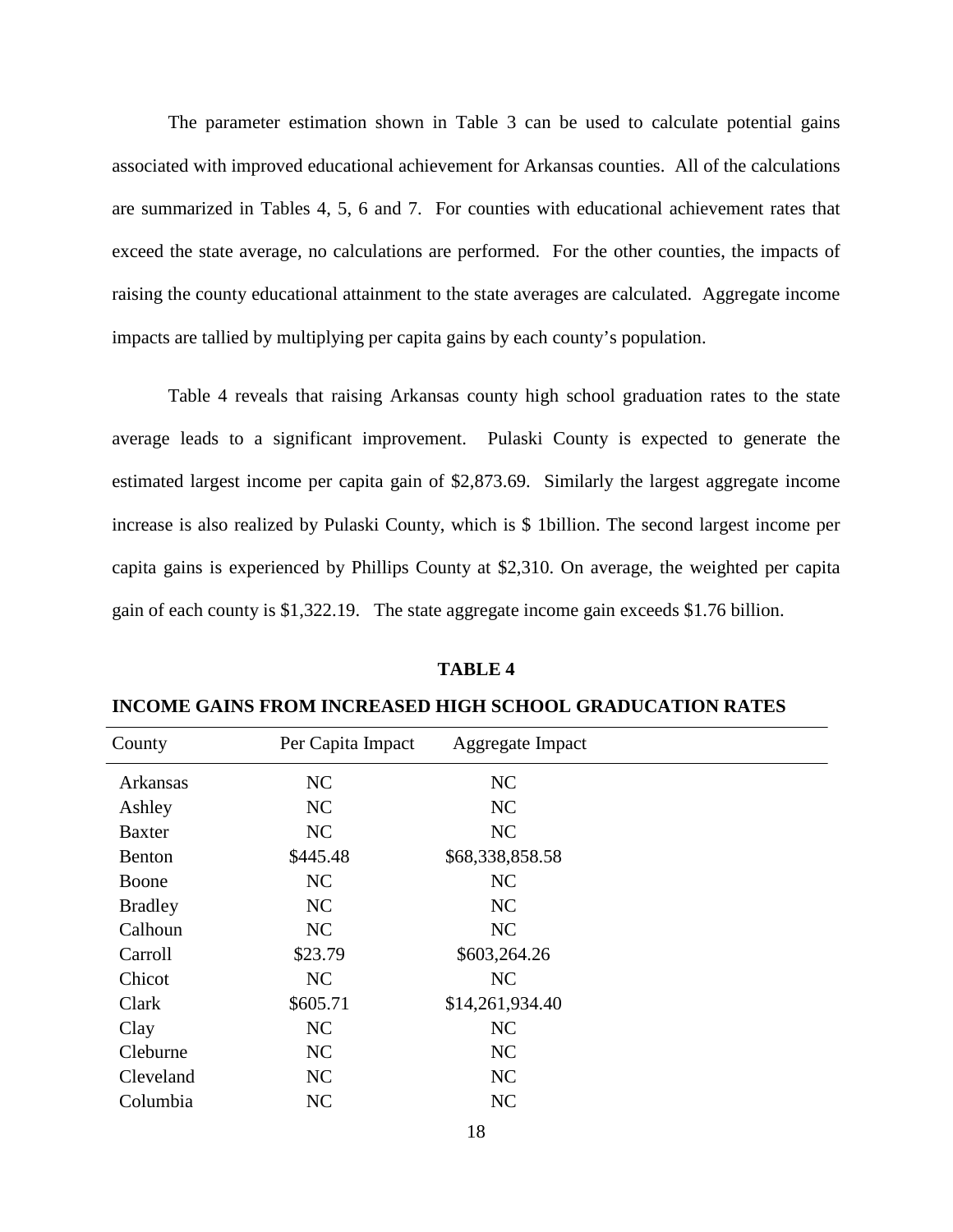The parameter estimation shown in Table 3 can be used to calculate potential gains associated with improved educational achievement for Arkansas counties. All of the calculations are summarized in Tables 4, 5, 6 and 7. For counties with educational achievement rates that exceed the state average, no calculations are performed. For the other counties, the impacts of raising the county educational attainment to the state averages are calculated. Aggregate income impacts are tallied by multiplying per capita gains by each county's population.

Table 4 reveals that raising Arkansas county high school graduation rates to the state average leads to a significant improvement. Pulaski County is expected to generate the estimated largest income per capita gain of $2,873.69. Similarly the largest aggregate income increase is also realized by Pulaski County, which is $ 1billion. The second largest income per capita gains is experienced by Phillips County at $2,310. On average, the weighted per capita gain of each county is $1,322.19. The state aggregate income gain exceeds $1.76 billion.

**TABLE 4**

**INCOME GAINS FROM INCREASED HIGH SCHOOL GRADUCATION RATES**

| County | Per Capita Impact | Aggregate Impact |
|---|---|---|
| Arkansas | NC | NC |
| Ashley | NC | NC |
| Baxter | NC | NC |
| Benton | $445.48 | $68,338,858.58 |
| Boone | NC | NC |
| Bradley | NC | NC |
| Calhoun | NC | NC |
| Carroll | $23.79 | $603,264.26 |
| Chicot | NC | NC |
| Clark | $605.71 | $14,261,934.40 |
| Clay | NC | NC |
| Cleburne | NC | NC |
| Cleveland | NC | NC |
| Columbia | NC | NC |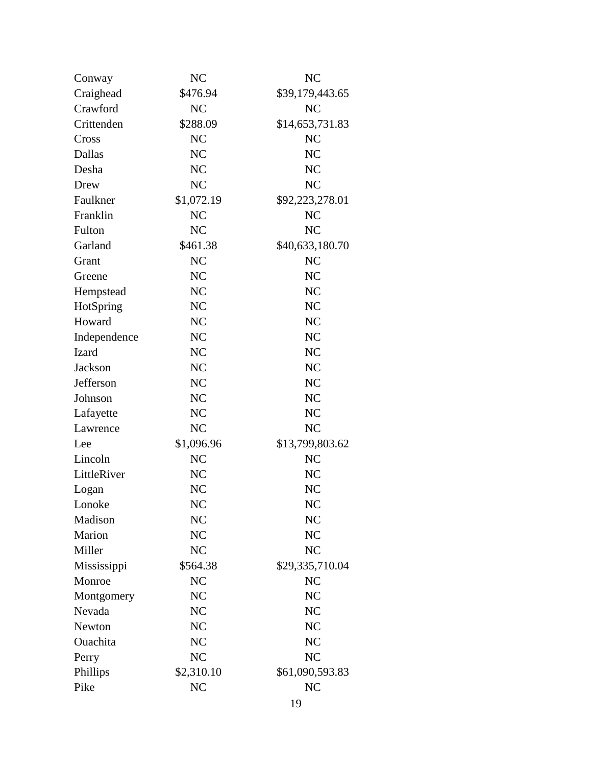| | | |
|---|---|---|
| Conway | NC | NC |
| Craighead | $476.94 | $39,179,443.65 |
| Crawford | NC | NC |
| Crittenden | $288.09 | $14,653,731.83 |
| Cross | NC | NC |
| Dallas | NC | NC |
| Desha | NC | NC |
| Drew | NC | NC |
| Faulkner | $1,072.19 | $92,223,278.01 |
| Franklin | NC | NC |
| Fulton | NC | NC |
| Garland | $461.38 | $40,633,180.70 |
| Grant | NC | NC |
| Greene | NC | NC |
| Hempstead | NC | NC |
| HotSpring | NC | NC |
| Howard | NC | NC |
| Independence | NC | NC |
| Izard | NC | NC |
| Jackson | NC | NC |
| Jefferson | NC | NC |
| Johnson | NC | NC |
| Lafayette | NC | NC |
| Lawrence | NC | NC |
| Lee | $1,096.96 | $13,799,803.62 |
| Lincoln | NC | NC |
| LittleRiver | NC | NC |
| Logan | NC | NC |
| Lonoke | NC | NC |
| Madison | NC | NC |
| Marion | NC | NC |
| Miller | NC | NC |
| Mississippi | $564.38 | $29,335,710.04 |
| Monroe | NC | NC |
| Montgomery | NC | NC |
| Nevada | NC | NC |
| Newton | NC | NC |
| Ouachita | NC | NC |
| Perry | NC | NC |
| Phillips | $2,310.10 | $61,090,593.83 |
| Pike | NC | NC |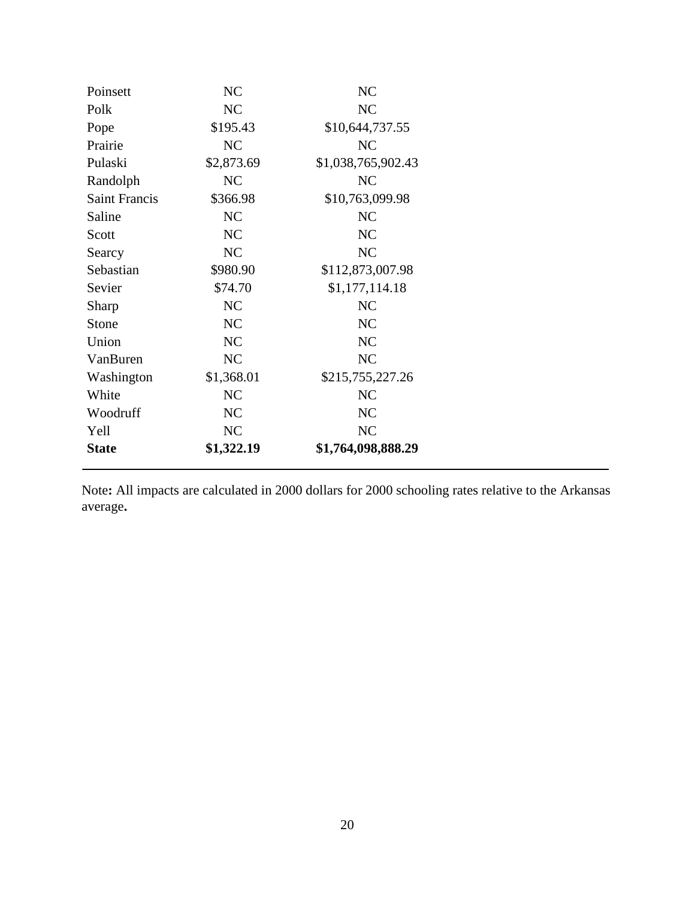| | | |
|---|---|---|
| Poinsett | NC | NC |
| Polk | NC | NC |
| Pope | $195.43 | $10,644,737.55 |
| Prairie | NC | NC |
| Pulaski | $2,873.69 | $1,038,765,902.43 |
| Randolph | NC | NC |
| Saint Francis | $366.98 | $10,763,099.98 |
| Saline | NC | NC |
| Scott | NC | NC |
| Searcy | NC | NC |
| Sebastian | $980.90 | $112,873,007.98 |
| Sevier | $74.70 | $1,177,114.18 |
| Sharp | NC | NC |
| Stone | NC | NC |
| Union | NC | NC |
| VanBuren | NC | NC |
| Washington | $1,368.01 | $215,755,227.26 |
| White | NC | NC |
| Woodruff | NC | NC |
| Yell | NC | NC |
| **State** | **$1,322.19** | **$1,764,098,888.29** |

Note**:** All impacts are calculated in 2000 dollars for 2000 schooling rates relative to the Arkansas average**.**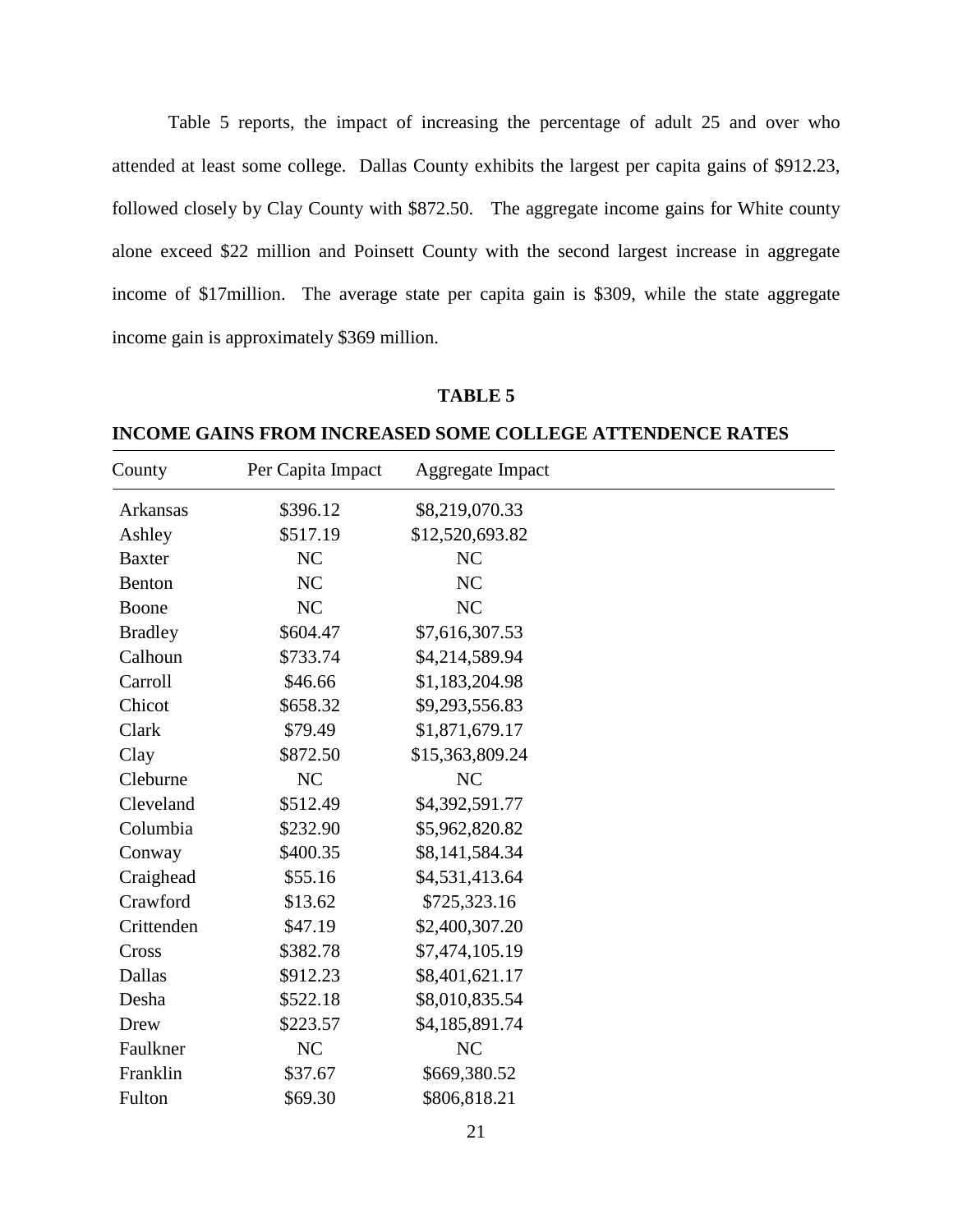Table 5 reports, the impact of increasing the percentage of adult 25 and over who attended at least some college. Dallas County exhibits the largest per capita gains of $912.23, followed closely by Clay County with $872.50. The aggregate income gains for White county alone exceed $22 million and Poinsett County with the second largest increase in aggregate income of $17million. The average state per capita gain is $309, while the state aggregate income gain is approximately $369 million.

**TABLE 5**

**INCOME GAINS FROM INCREASED SOME COLLEGE ATTENDENCE RATES**

| County | Per Capita Impact | Aggregate Impact |
|---|---|---|
| Arkansas | $396.12 | $8,219,070.33 |
| Ashley | $517.19 | $12,520,693.82 |
| Baxter | NC | NC |
| Benton | NC | NC |
| Boone | NC | NC |
| Bradley | $604.47 | $7,616,307.53 |
| Calhoun | $733.74 | $4,214,589.94 |
| Carroll | $46.66 | $1,183,204.98 |
| Chicot | $658.32 | $9,293,556.83 |
| Clark | $79.49 | $1,871,679.17 |
| Clay | $872.50 | $15,363,809.24 |
| Cleburne | NC | NC |
| Cleveland | $512.49 | $4,392,591.77 |
| Columbia | $232.90 | $5,962,820.82 |
| Conway | $400.35 | $8,141,584.34 |
| Craighead | $55.16 | $4,531,413.64 |
| Crawford | $13.62 | $725,323.16 |
| Crittenden | $47.19 | $2,400,307.20 |
| Cross | $382.78 | $7,474,105.19 |
| Dallas | $912.23 | $8,401,621.17 |
| Desha | $522.18 | $8,010,835.54 |
| Drew | $223.57 | $4,185,891.74 |
| Faulkner | NC | NC |
| Franklin | $37.67 | $669,380.52 |
| Fulton | $69.30 | $806,818.21 |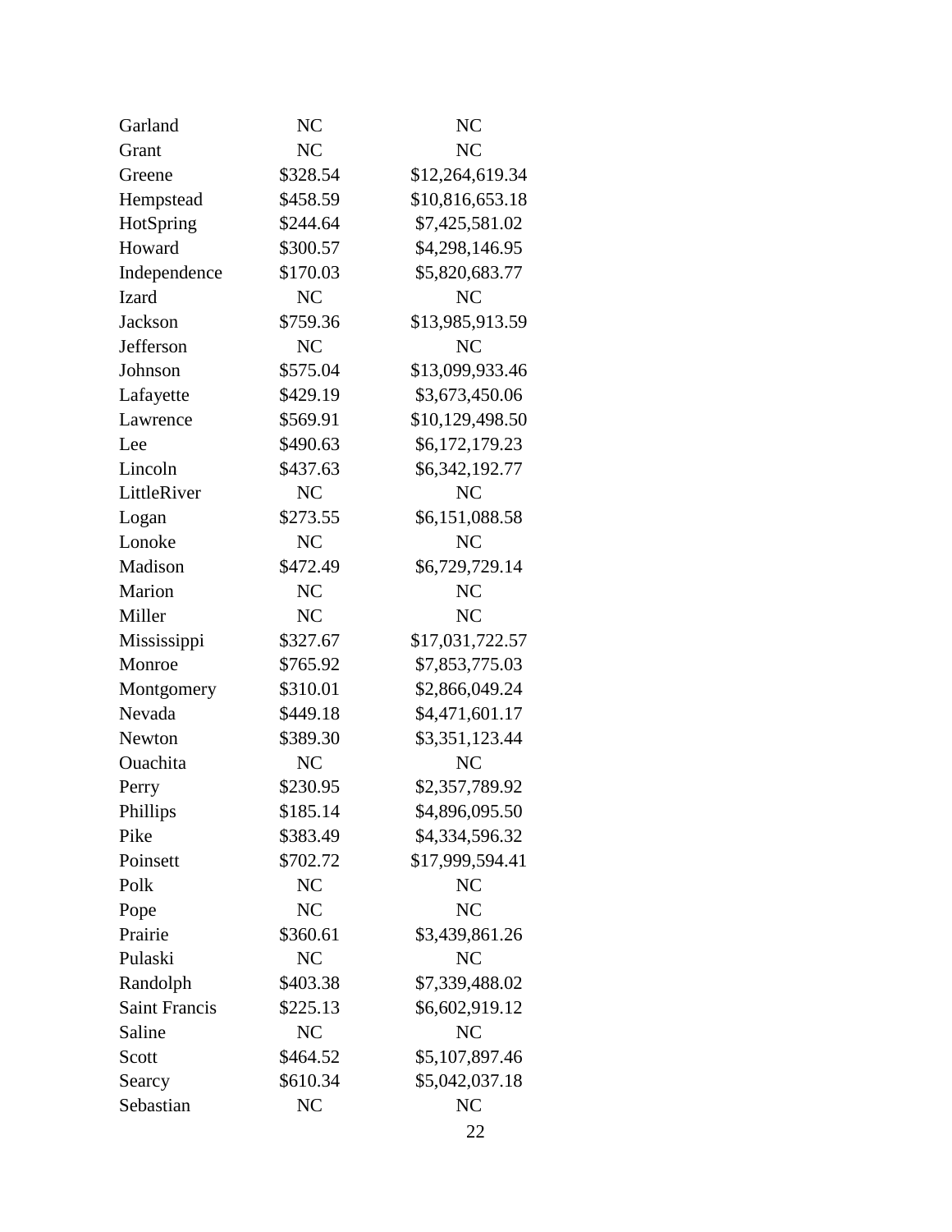| | | |
|---|---|---|
| Garland | NC | NC |
| Grant | NC | NC |
| Greene | $328.54 | $12,264,619.34 |
| Hempstead | $458.59 | $10,816,653.18 |
| HotSpring | $244.64 | $7,425,581.02 |
| Howard | $300.57 | $4,298,146.95 |
| Independence | $170.03 | $5,820,683.77 |
| Izard | NC | NC |
| Jackson | $759.36 | $13,985,913.59 |
| Jefferson | NC | NC |
| Johnson | $575.04 | $13,099,933.46 |
| Lafayette | $429.19 | $3,673,450.06 |
| Lawrence | $569.91 | $10,129,498.50 |
| Lee | $490.63 | $6,172,179.23 |
| Lincoln | $437.63 | $6,342,192.77 |
| LittleRiver | NC | NC |
| Logan | $273.55 | $6,151,088.58 |
| Lonoke | NC | NC |
| Madison | $472.49 | $6,729,729.14 |
| Marion | NC | NC |
| Miller | NC | NC |
| Mississippi | $327.67 | $17,031,722.57 |
| Monroe | $765.92 | $7,853,775.03 |
| Montgomery | $310.01 | $2,866,049.24 |
| Nevada | $449.18 | $4,471,601.17 |
| Newton | $389.30 | $3,351,123.44 |
| Ouachita | NC | NC |
| Perry | $230.95 | $2,357,789.92 |
| Phillips | $185.14 | $4,896,095.50 |
| Pike | $383.49 | $4,334,596.32 |
| Poinsett | $702.72 | $17,999,594.41 |
| Polk | NC | NC |
| Pope | NC | NC |
| Prairie | $360.61 | $3,439,861.26 |
| Pulaski | NC | NC |
| Randolph | $403.38 | $7,339,488.02 |
| Saint Francis | $225.13 | $6,602,919.12 |
| Saline | NC | NC |
| Scott | $464.52 | $5,107,897.46 |
| Searcy | $610.34 | $5,042,037.18 |
| Sebastian | NC | NC |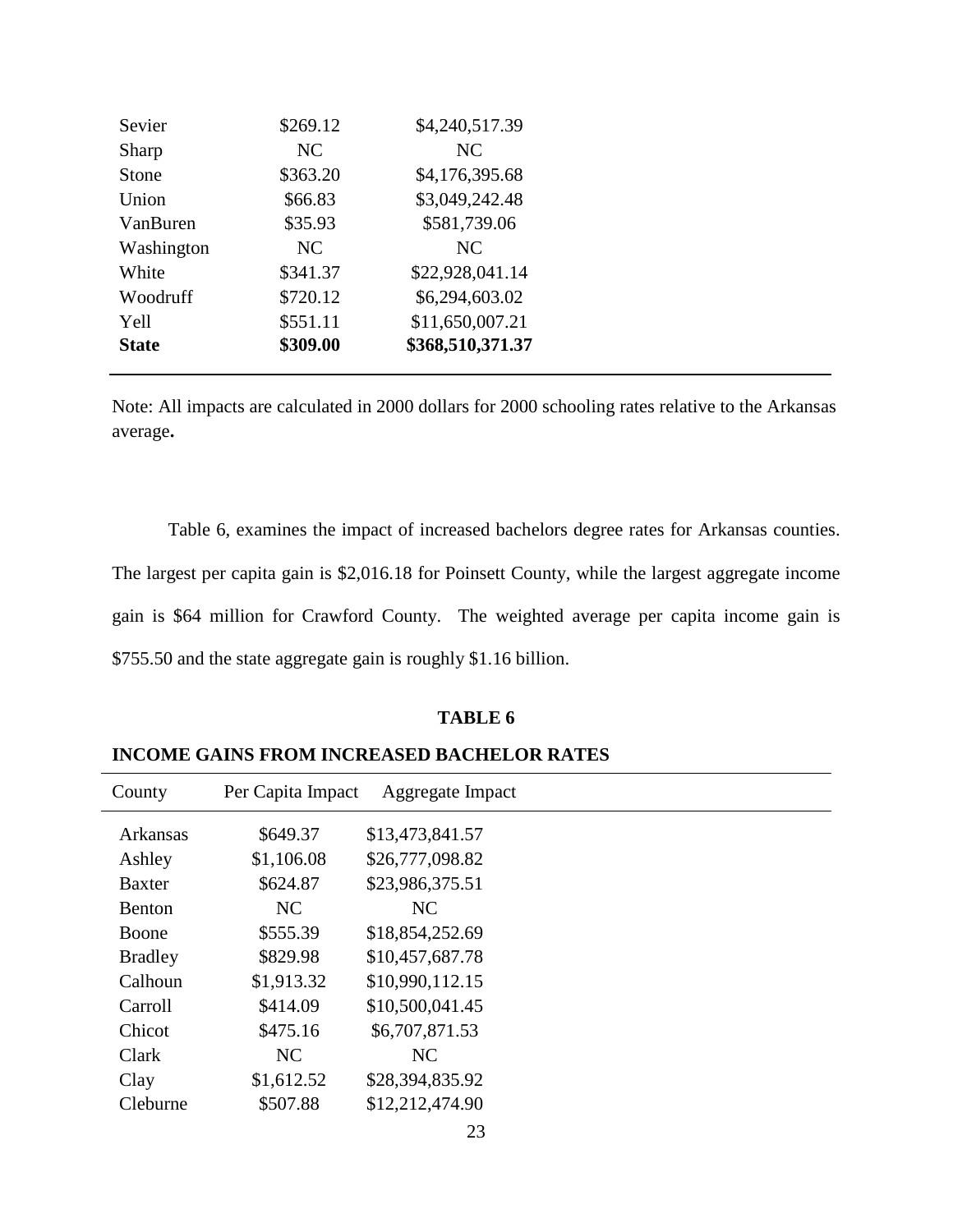| | | |
|---|---|---|
| Sevier | $269.12 | $4,240,517.39 |
| Sharp | NC | NC |
| Stone | $363.20 | $4,176,395.68 |
| Union | $66.83 | $3,049,242.48 |
| VanBuren | $35.93 | $581,739.06 |
| Washington | NC | NC |
| White | $341.37 | $22,928,041.14 |
| Woodruff | $720.12 | $6,294,603.02 |
| Yell | $551.11 | $11,650,007.21 |
| **State** | **$309.00** | **$368,510,371.37** |

Note: All impacts are calculated in 2000 dollars for 2000 schooling rates relative to the Arkansas average**.**

Table 6, examines the impact of increased bachelors degree rates for Arkansas counties. The largest per capita gain is $2,016.18 for Poinsett County, while the largest aggregate income gain is $64 million for Crawford County. The weighted average per capita income gain is $755.50 and the state aggregate gain is roughly $1.16 billion.

**TABLE 6**

**INCOME GAINS FROM INCREASED BACHELOR RATES**

| County | Per Capita Impact | Aggregate Impact |
|---|---|---|
| Arkansas | $649.37 | $13,473,841.57 |
| Ashley | $1,106.08 | $26,777,098.82 |
| Baxter | $624.87 | $23,986,375.51 |
| Benton | NC | NC |
| Boone | $555.39 | $18,854,252.69 |
| Bradley | $829.98 | $10,457,687.78 |
| Calhoun | $1,913.32 | $10,990,112.15 |
| Carroll | $414.09 | $10,500,041.45 |
| Chicot | $475.16 | $6,707,871.53 |
| Clark | NC | NC |
| Clay | $1,612.52 | $28,394,835.92 |
| Cleburne | $507.88 | $12,212,474.90 |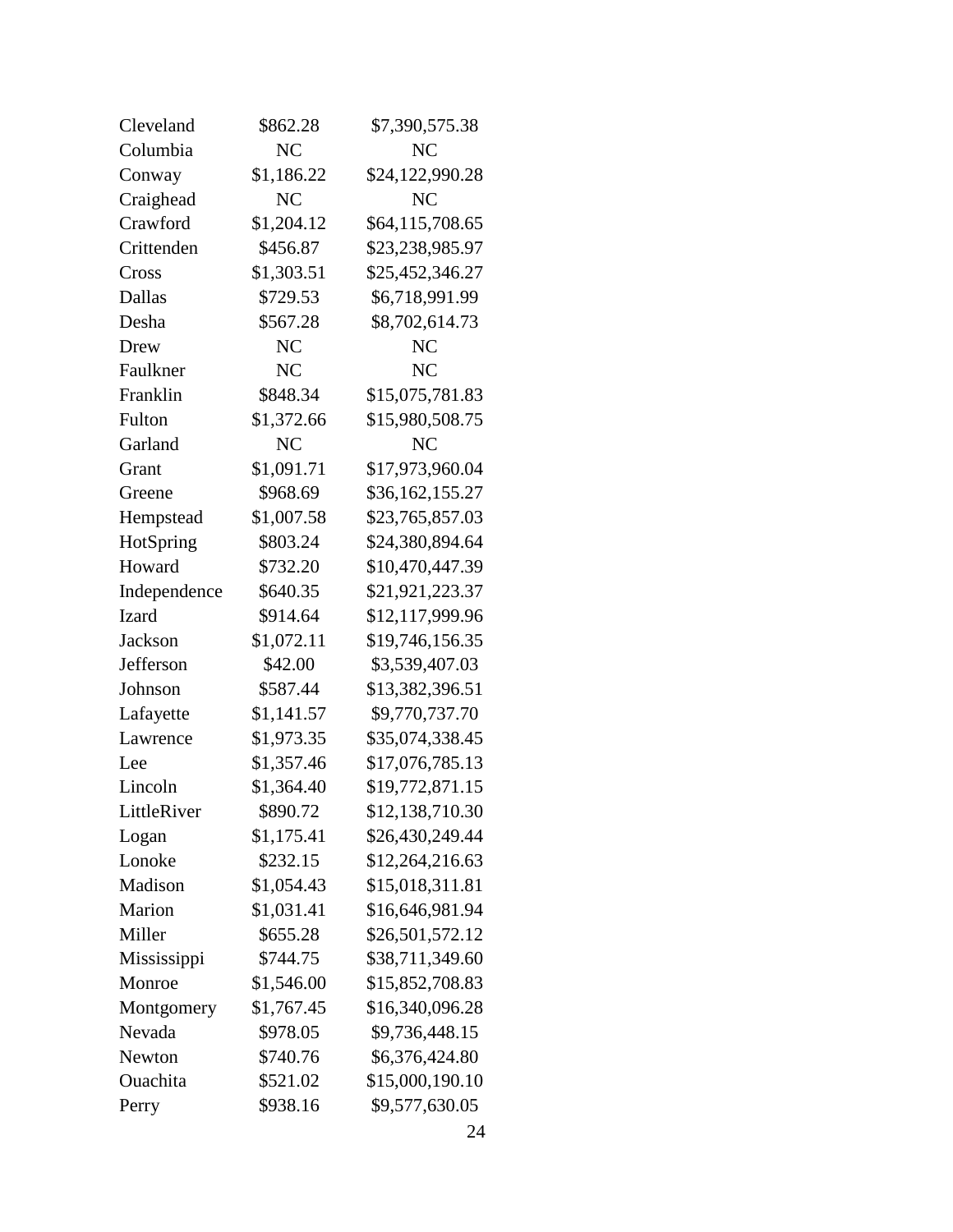| | | |
|---|---|---|
| Cleveland | $862.28 | $7,390,575.38 |
| Columbia | NC | NC |
| Conway | $1,186.22 | $24,122,990.28 |
| Craighead | NC | NC |
| Crawford | $1,204.12 | $64,115,708.65 |
| Crittenden | $456.87 | $23,238,985.97 |
| Cross | $1,303.51 | $25,452,346.27 |
| Dallas | $729.53 | $6,718,991.99 |
| Desha | $567.28 | $8,702,614.73 |
| Drew | NC | NC |
| Faulkner | NC | NC |
| Franklin | $848.34 | $15,075,781.83 |
| Fulton | $1,372.66 | $15,980,508.75 |
| Garland | NC | NC |
| Grant | $1,091.71 | $17,973,960.04 |
| Greene | $968.69 | $36,162,155.27 |
| Hempstead | $1,007.58 | $23,765,857.03 |
| HotSpring | $803.24 | $24,380,894.64 |
| Howard | $732.20 | $10,470,447.39 |
| Independence | $640.35 | $21,921,223.37 |
| Izard | $914.64 | $12,117,999.96 |
| Jackson | $1,072.11 | $19,746,156.35 |
| Jefferson | $42.00 | $3,539,407.03 |
| Johnson | $587.44 | $13,382,396.51 |
| Lafayette | $1,141.57 | $9,770,737.70 |
| Lawrence | $1,973.35 | $35,074,338.45 |
| Lee | $1,357.46 | $17,076,785.13 |
| Lincoln | $1,364.40 | $19,772,871.15 |
| LittleRiver | $890.72 | $12,138,710.30 |
| Logan | $1,175.41 | $26,430,249.44 |
| Lonoke | $232.15 | $12,264,216.63 |
| Madison | $1,054.43 | $15,018,311.81 |
| Marion | $1,031.41 | $16,646,981.94 |
| Miller | $655.28 | $26,501,572.12 |
| Mississippi | $744.75 | $38,711,349.60 |
| Monroe | $1,546.00 | $15,852,708.83 |
| Montgomery | $1,767.45 | $16,340,096.28 |
| Nevada | $978.05 | $9,736,448.15 |
| Newton | $740.76 | $6,376,424.80 |
| Ouachita | $521.02 | $15,000,190.10 |
| Perry | $938.16 | $9,577,630.05 |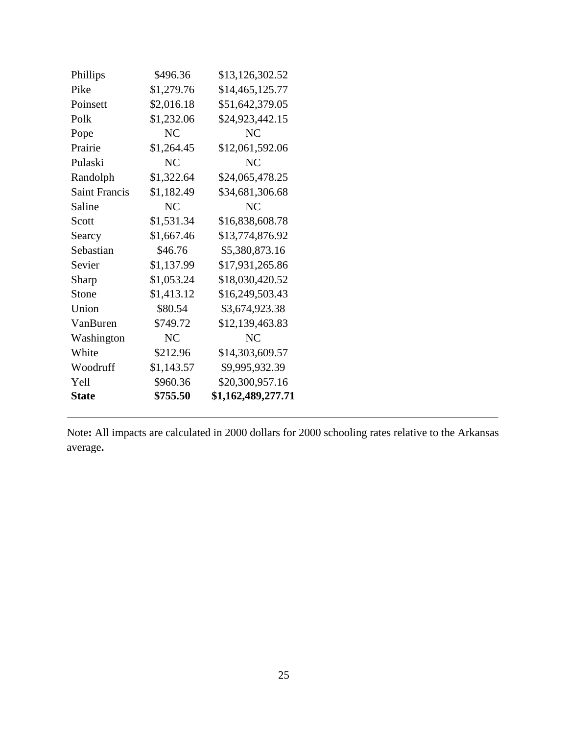| | | |
|---|---|---|
| Phillips | \$496.36 | \$13,126,302.52 |
| Pike | \$1,279.76 | \$14,465,125.77 |
| Poinsett | \$2,016.18 | \$51,642,379.05 |
| Polk | \$1,232.06 | \$24,923,442.15 |
| Pope | NC | NC |
| Prairie | \$1,264.45 | \$12,061,592.06 |
| Pulaski | NC | NC |
| Randolph | \$1,322.64 | \$24,065,478.25 |
| Saint Francis | \$1,182.49 | \$34,681,306.68 |
| Saline | NC | NC |
| Scott | \$1,531.34 | \$16,838,608.78 |
| Searcy | \$1,667.46 | \$13,774,876.92 |
| Sebastian | \$46.76 | \$5,380,873.16 |
| Sevier | \$1,137.99 | \$17,931,265.86 |
| Sharp | \$1,053.24 | \$18,030,420.52 |
| Stone | \$1,413.12 | \$16,249,503.43 |
| Union | \$80.54 | \$3,674,923.38 |
| VanBuren | \$749.72 | \$12,139,463.83 |
| Washington | NC | NC |
| White | \$212.96 | \$14,303,609.57 |
| Woodruff | \$1,143.57 | \$9,995,932.39 |
| Yell | \$960.36 | \$20,300,957.16 |
| **State** | **\$755.50** | **\$1,162,489,277.71** |

Note**:** All impacts are calculated in 2000 dollars for 2000 schooling rates relative to the Arkansas average**.**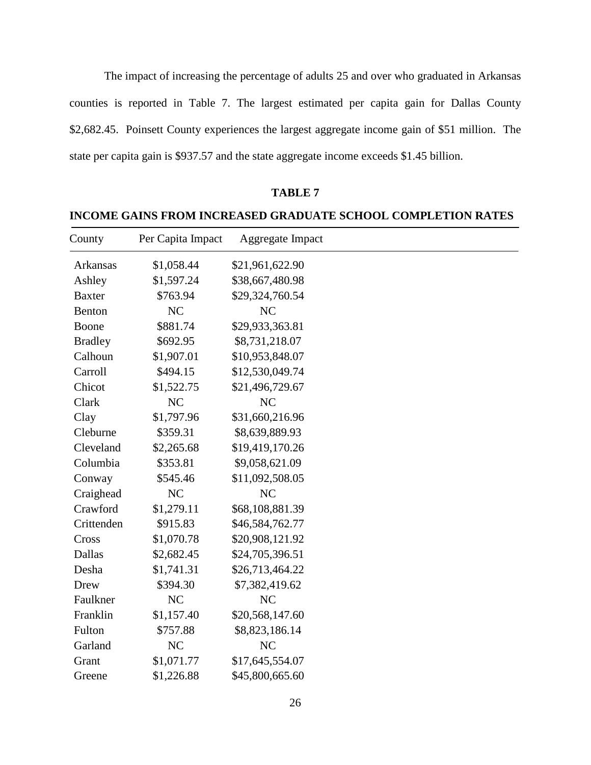The impact of increasing the percentage of adults 25 and over who graduated in Arkansas counties is reported in Table 7. The largest estimated per capita gain for Dallas County $2,682.45. Poinsett County experiences the largest aggregate income gain of $51 million. The state per capita gain is $937.57 and the state aggregate income exceeds $1.45 billion.

**TABLE 7**

**INCOME GAINS FROM INCREASED GRADUATE SCHOOL COMPLETION RATES**

| County | Per Capita Impact | Aggregate Impact |
|---|---|---|
| Arkansas | $1,058.44 | $21,961,622.90 |
| Ashley | $1,597.24 | $38,667,480.98 |
| Baxter | $763.94 | $29,324,760.54 |
| Benton | NC | NC |
| Boone | $881.74 | $29,933,363.81 |
| Bradley | $692.95 | $8,731,218.07 |
| Calhoun | $1,907.01 | $10,953,848.07 |
| Carroll | $494.15 | $12,530,049.74 |
| Chicot | $1,522.75 | $21,496,729.67 |
| Clark | NC | NC |
| Clay | $1,797.96 | $31,660,216.96 |
| Cleburne | $359.31 | $8,639,889.93 |
| Cleveland | $2,265.68 | $19,419,170.26 |
| Columbia | $353.81 | $9,058,621.09 |
| Conway | $545.46 | $11,092,508.05 |
| Craighead | NC | NC |
| Crawford | $1,279.11 | $68,108,881.39 |
| Crittenden | $915.83 | $46,584,762.77 |
| Cross | $1,070.78 | $20,908,121.92 |
| Dallas | $2,682.45 | $24,705,396.51 |
| Desha | $1,741.31 | $26,713,464.22 |
| Drew | $394.30 | $7,382,419.62 |
| Faulkner | NC | NC |
| Franklin | $1,157.40 | $20,568,147.60 |
| Fulton | $757.88 | $8,823,186.14 |
| Garland | NC | NC |
| Grant | $1,071.77 | $17,645,554.07 |
| Greene | $1,226.88 | $45,800,665.60 |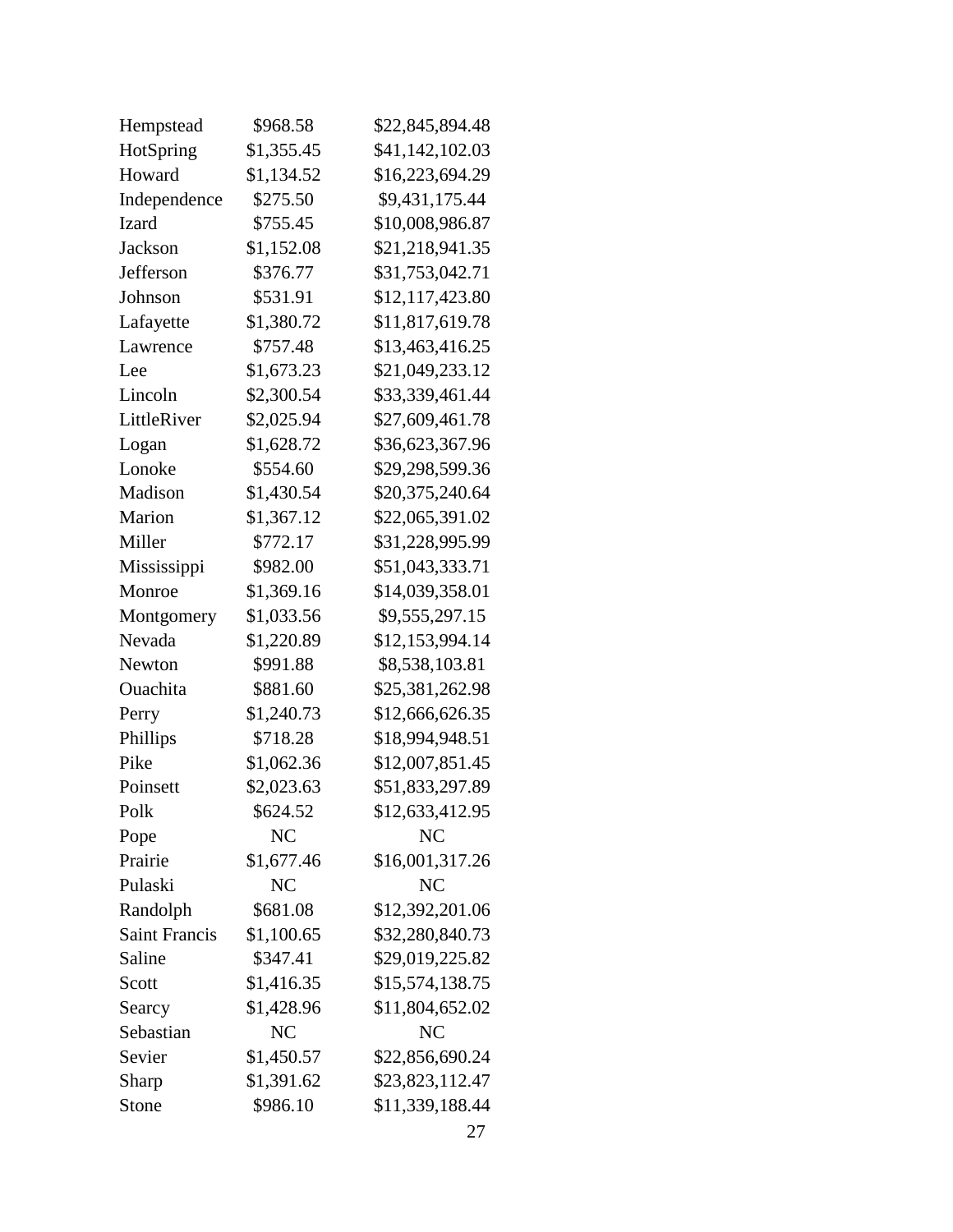| | | |
|---|---|---|
| Hempstead | $968.58 | $22,845,894.48 |
| HotSpring | $1,355.45 | $41,142,102.03 |
| Howard | $1,134.52 | $16,223,694.29 |
| Independence | $275.50 | $9,431,175.44 |
| Izard | $755.45 | $10,008,986.87 |
| Jackson | $1,152.08 | $21,218,941.35 |
| Jefferson | $376.77 | $31,753,042.71 |
| Johnson | $531.91 | $12,117,423.80 |
| Lafayette | $1,380.72 | $11,817,619.78 |
| Lawrence | $757.48 | $13,463,416.25 |
| Lee | $1,673.23 | $21,049,233.12 |
| Lincoln | $2,300.54 | $33,339,461.44 |
| LittleRiver | $2,025.94 | $27,609,461.78 |
| Logan | $1,628.72 | $36,623,367.96 |
| Lonoke | $554.60 | $29,298,599.36 |
| Madison | $1,430.54 | $20,375,240.64 |
| Marion | $1,367.12 | $22,065,391.02 |
| Miller | $772.17 | $31,228,995.99 |
| Mississippi | $982.00 | $51,043,333.71 |
| Monroe | $1,369.16 | $14,039,358.01 |
| Montgomery | $1,033.56 | $9,555,297.15 |
| Nevada | $1,220.89 | $12,153,994.14 |
| Newton | $991.88 | $8,538,103.81 |
| Ouachita | $881.60 | $25,381,262.98 |
| Perry | $1,240.73 | $12,666,626.35 |
| Phillips | $718.28 | $18,994,948.51 |
| Pike | $1,062.36 | $12,007,851.45 |
| Poinsett | $2,023.63 | $51,833,297.89 |
| Polk | $624.52 | $12,633,412.95 |
| Pope | NC | NC |
| Prairie | $1,677.46 | $16,001,317.26 |
| Pulaski | NC | NC |
| Randolph | $681.08 | $12,392,201.06 |
| Saint Francis | $1,100.65 | $32,280,840.73 |
| Saline | $347.41 | $29,019,225.82 |
| Scott | $1,416.35 | $15,574,138.75 |
| Searcy | $1,428.96 | $11,804,652.02 |
| Sebastian | NC | NC |
| Sevier | $1,450.57 | $22,856,690.24 |
| Sharp | $1,391.62 | $23,823,112.47 |
| Stone | $986.10 | $11,339,188.44 |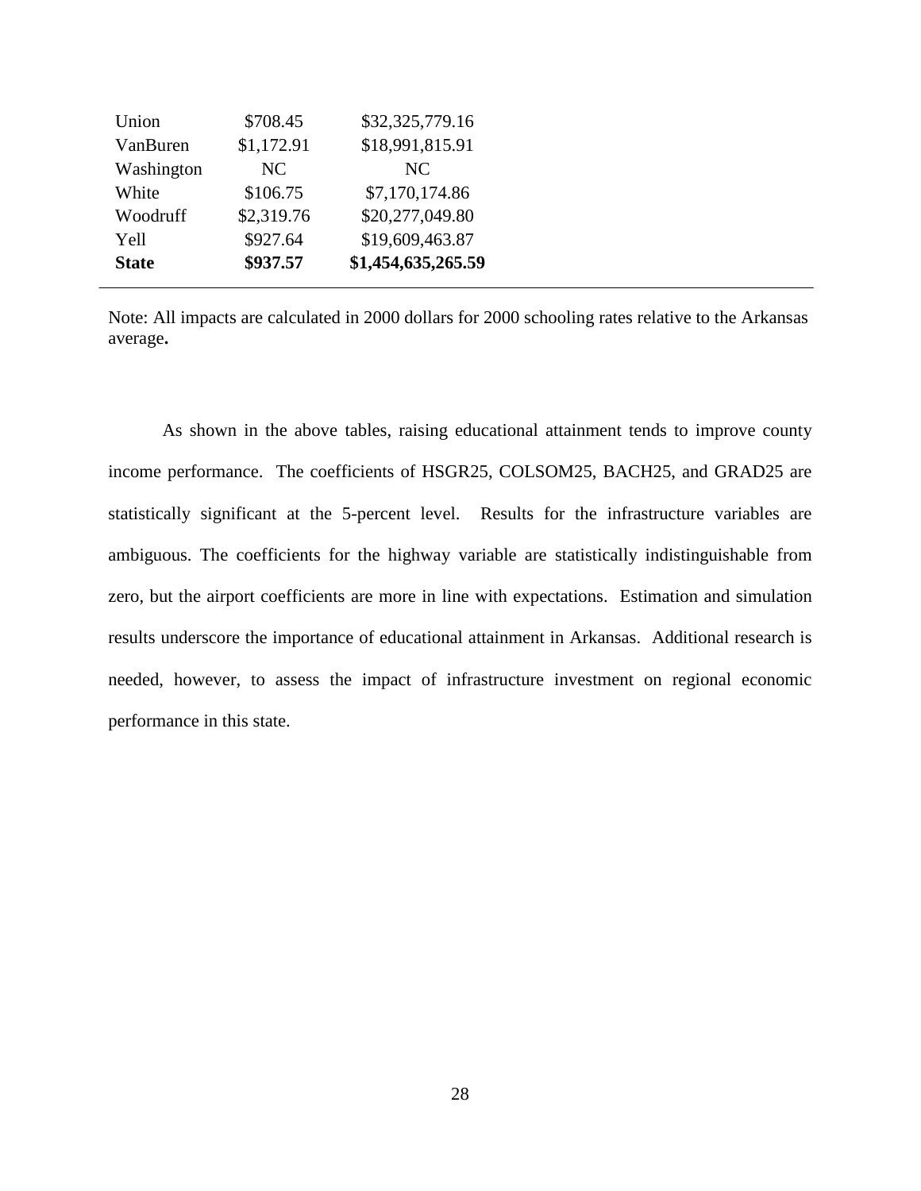| | | |
|---|---|---|
| Union | $708.45 | $32,325,779.16 |
| VanBuren | $1,172.91 | $18,991,815.91 |
| Washington | NC | NC |
| White | $106.75 | $7,170,174.86 |
| Woodruff | $2,319.76 | $20,277,049.80 |
| Yell | $927.64 | $19,609,463.87 |
| **State** | **$937.57** | **$1,454,635,265.59** |

Note: All impacts are calculated in 2000 dollars for 2000 schooling rates relative to the Arkansas average**.**

As shown in the above tables, raising educational attainment tends to improve county income performance. The coefficients of HSGR25, COLSOM25, BACH25, and GRAD25 are statistically significant at the 5-percent level. Results for the infrastructure variables are ambiguous. The coefficients for the highway variable are statistically indistinguishable from zero, but the airport coefficients are more in line with expectations. Estimation and simulation results underscore the importance of educational attainment in Arkansas. Additional research is needed, however, to assess the impact of infrastructure investment on regional economic performance in this state.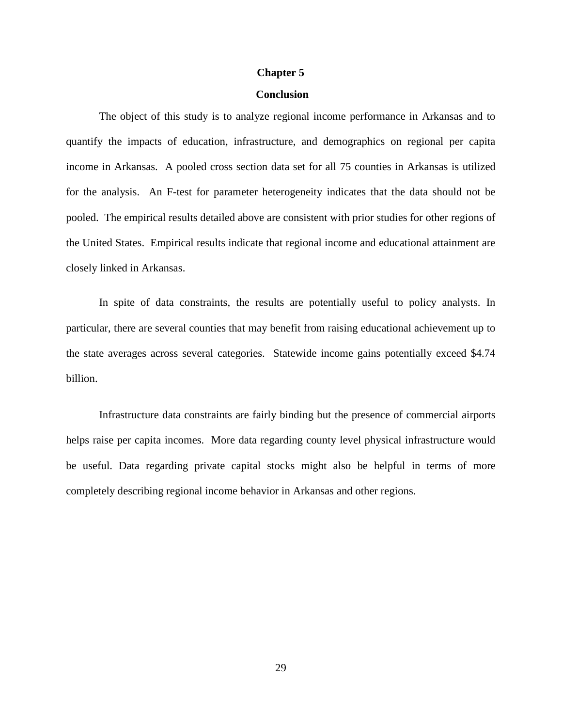# Chapter 5

## Conclusion

The object of this study is to analyze regional income performance in Arkansas and to quantify the impacts of education, infrastructure, and demographics on regional per capita income in Arkansas. A pooled cross section data set for all 75 counties in Arkansas is utilized for the analysis. An F-test for parameter heterogeneity indicates that the data should not be pooled. The empirical results detailed above are consistent with prior studies for other regions of the United States. Empirical results indicate that regional income and educational attainment are closely linked in Arkansas.

In spite of data constraints, the results are potentially useful to policy analysts. In particular, there are several counties that may benefit from raising educational achievement up to the state averages across several categories. Statewide income gains potentially exceed $4.74 billion.

Infrastructure data constraints are fairly binding but the presence of commercial airports helps raise per capita incomes. More data regarding county level physical infrastructure would be useful. Data regarding private capital stocks might also be helpful in terms of more completely describing regional income behavior in Arkansas and other regions.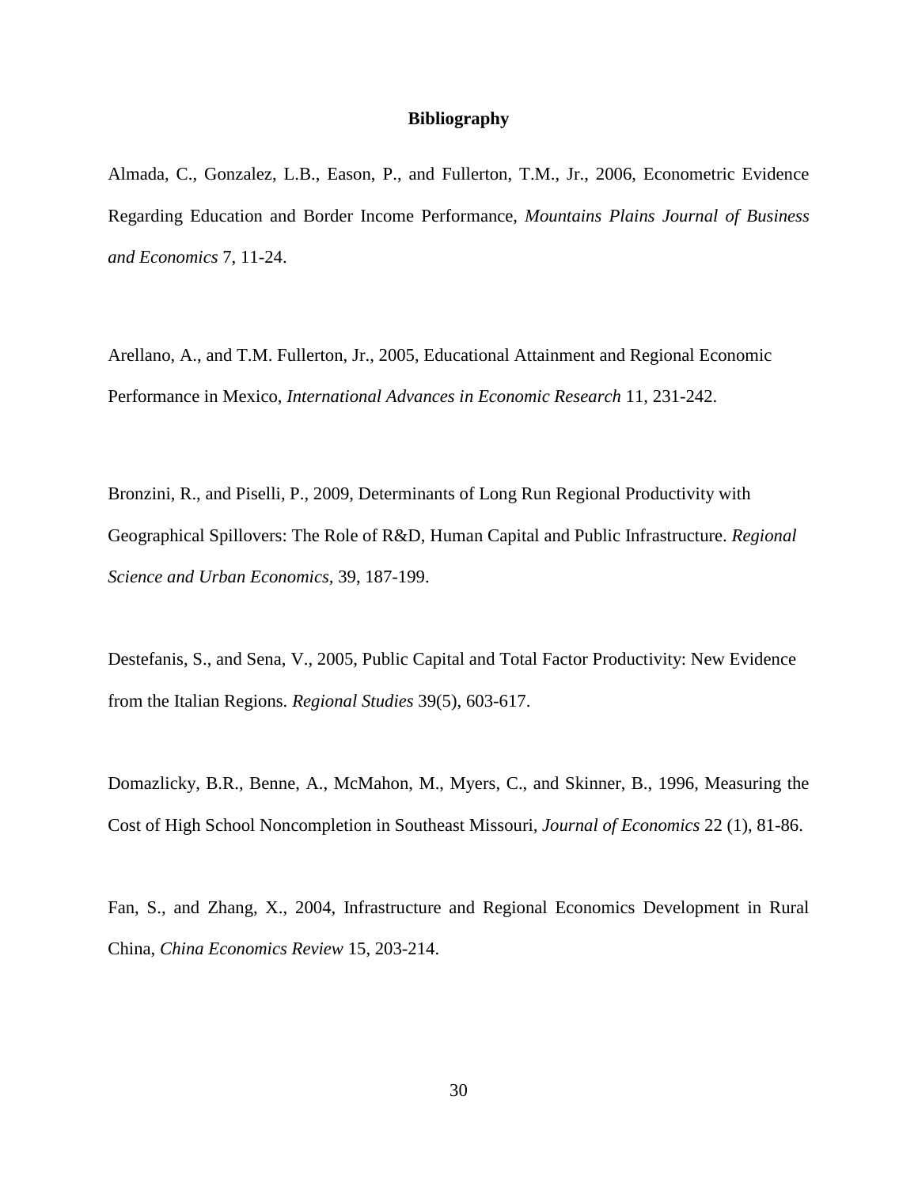## Bibliography

Almada, C., Gonzalez, L.B., Eason, P., and Fullerton, T.M., Jr., 2006, Econometric Evidence Regarding Education and Border Income Performance, *Mountains Plains Journal of Business and Economics* 7, 11-24.

Arellano, A., and T.M. Fullerton, Jr., 2005, Educational Attainment and Regional Economic Performance in Mexico, *International Advances in Economic Research* 11, 231-242.

Bronzini, R., and Piselli, P., 2009, Determinants of Long Run Regional Productivity with Geographical Spillovers: The Role of R&D, Human Capital and Public Infrastructure. *Regional Science and Urban Economics*, 39, 187-199.

Destefanis, S., and Sena, V., 2005, Public Capital and Total Factor Productivity: New Evidence from the Italian Regions. *Regional Studies* 39(5), 603-617.

Domazlicky, B.R., Benne, A., McMahon, M., Myers, C., and Skinner, B., 1996, Measuring the Cost of High School Noncompletion in Southeast Missouri, *Journal of Economics* 22 (1), 81-86.

Fan, S., and Zhang, X., 2004, Infrastructure and Regional Economics Development in Rural China, *China Economics Review* 15, 203-214.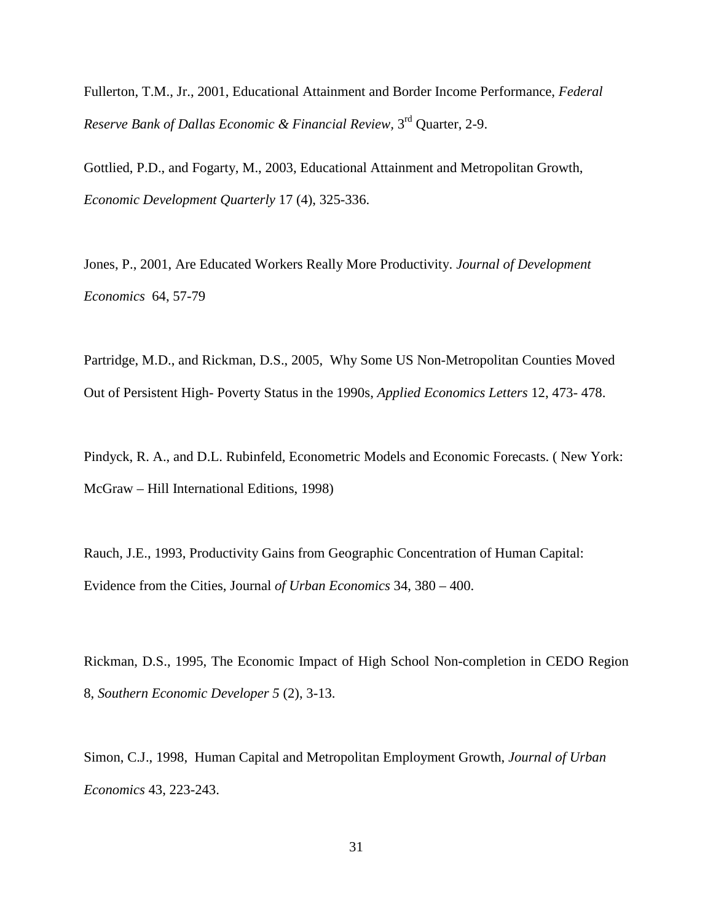Fullerton, T.M., Jr., 2001, Educational Attainment and Border Income Performance, *Federal Reserve Bank of Dallas Economic & Financial Review*, 3rd Quarter, 2-9.

Gottlied, P.D., and Fogarty, M., 2003, Educational Attainment and Metropolitan Growth, *Economic Development Quarterly* 17 (4), 325-336.

Jones, P., 2001, Are Educated Workers Really More Productivity. *Journal of Development Economics* 64, 57-79

Partridge, M.D., and Rickman, D.S., 2005, Why Some US Non-Metropolitan Counties Moved Out of Persistent High- Poverty Status in the 1990s, *Applied Economics Letters* 12, 473- 478.

Pindyck, R. A., and D.L. Rubinfeld, Econometric Models and Economic Forecasts. ( New York: McGraw – Hill International Editions, 1998)

Rauch, J.E., 1993, Productivity Gains from Geographic Concentration of Human Capital: Evidence from the Cities, Journal *of Urban Economics* 34, 380 – 400.

Rickman, D.S., 1995, The Economic Impact of High School Non-completion in CEDO Region 8, *Southern Economic Developer 5* (2), 3-13.

Simon, C.J., 1998, Human Capital and Metropolitan Employment Growth, *Journal of Urban Economics* 43, 223-243.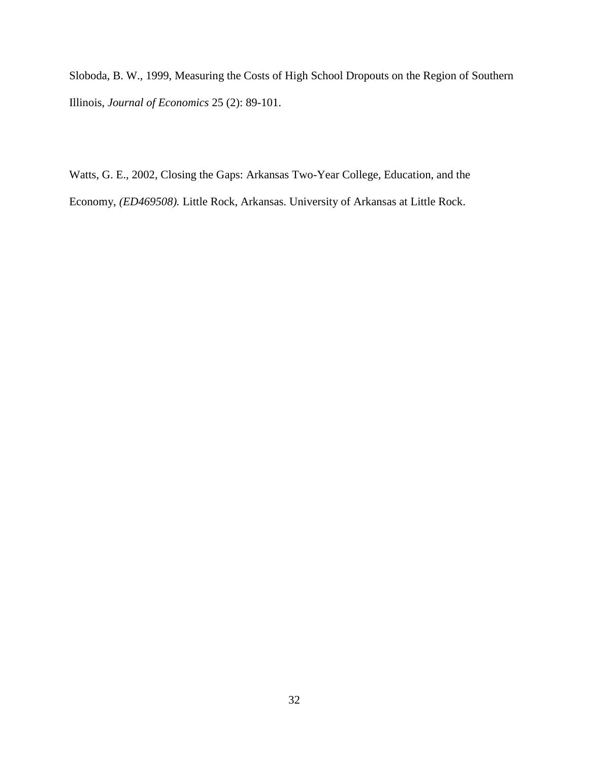Sloboda, B. W., 1999, Measuring the Costs of High School Dropouts on the Region of Southern Illinois, *Journal of Economics* 25 (2): 89-101.

Watts, G. E., 2002, Closing the Gaps: Arkansas Two-Year College, Education, and the Economy, *(ED469508).* Little Rock, Arkansas. University of Arkansas at Little Rock.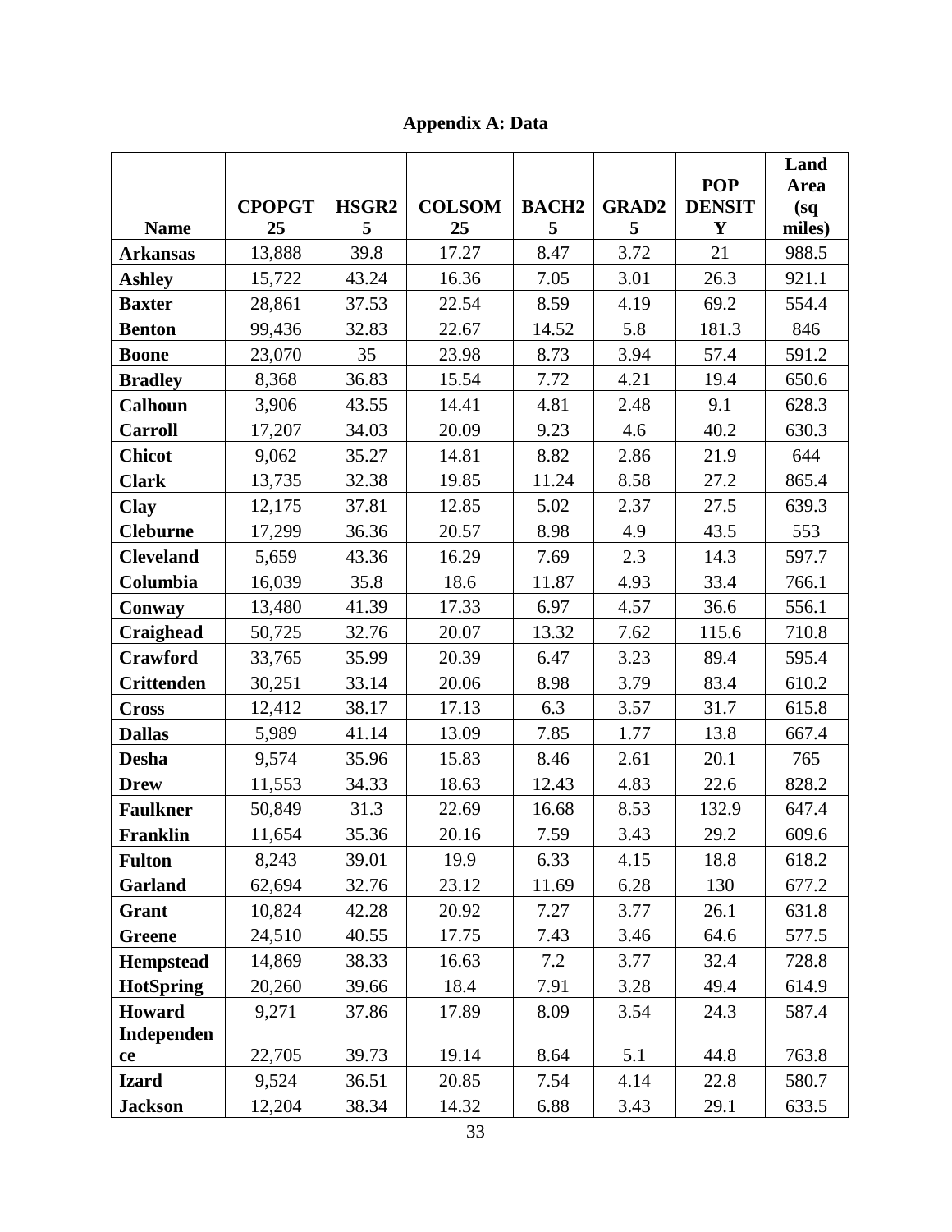**Appendix A: Data**

| Name | CPOPGT25 | HSGR25 | COLSOM25 | BACH25 | GRAD25 | POP DENSITY | Land Area (sq miles) |
|---|---|---|---|---|---|---|---|
| **Arkansas** | 13,888 | 39.8 | 17.27 | 8.47 | 3.72 | 21 | 988.5 |
| **Ashley** | 15,722 | 43.24 | 16.36 | 7.05 | 3.01 | 26.3 | 921.1 |
| **Baxter** | 28,861 | 37.53 | 22.54 | 8.59 | 4.19 | 69.2 | 554.4 |
| **Benton** | 99,436 | 32.83 | 22.67 | 14.52 | 5.8 | 181.3 | 846 |
| **Boone** | 23,070 | 35 | 23.98 | 8.73 | 3.94 | 57.4 | 591.2 |
| **Bradley** | 8,368 | 36.83 | 15.54 | 7.72 | 4.21 | 19.4 | 650.6 |
| **Calhoun** | 3,906 | 43.55 | 14.41 | 4.81 | 2.48 | 9.1 | 628.3 |
| **Carroll** | 17,207 | 34.03 | 20.09 | 9.23 | 4.6 | 40.2 | 630.3 |
| **Chicot** | 9,062 | 35.27 | 14.81 | 8.82 | 2.86 | 21.9 | 644 |
| **Clark** | 13,735 | 32.38 | 19.85 | 11.24 | 8.58 | 27.2 | 865.4 |
| **Clay** | 12,175 | 37.81 | 12.85 | 5.02 | 2.37 | 27.5 | 639.3 |
| **Cleburne** | 17,299 | 36.36 | 20.57 | 8.98 | 4.9 | 43.5 | 553 |
| **Cleveland** | 5,659 | 43.36 | 16.29 | 7.69 | 2.3 | 14.3 | 597.7 |
| **Columbia** | 16,039 | 35.8 | 18.6 | 11.87 | 4.93 | 33.4 | 766.1 |
| **Conway** | 13,480 | 41.39 | 17.33 | 6.97 | 4.57 | 36.6 | 556.1 |
| **Craighead** | 50,725 | 32.76 | 20.07 | 13.32 | 7.62 | 115.6 | 710.8 |
| **Crawford** | 33,765 | 35.99 | 20.39 | 6.47 | 3.23 | 89.4 | 595.4 |
| **Crittenden** | 30,251 | 33.14 | 20.06 | 8.98 | 3.79 | 83.4 | 610.2 |
| **Cross** | 12,412 | 38.17 | 17.13 | 6.3 | 3.57 | 31.7 | 615.8 |
| **Dallas** | 5,989 | 41.14 | 13.09 | 7.85 | 1.77 | 13.8 | 667.4 |
| **Desha** | 9,574 | 35.96 | 15.83 | 8.46 | 2.61 | 20.1 | 765 |
| **Drew** | 11,553 | 34.33 | 18.63 | 12.43 | 4.83 | 22.6 | 828.2 |
| **Faulkner** | 50,849 | 31.3 | 22.69 | 16.68 | 8.53 | 132.9 | 647.4 |
| **Franklin** | 11,654 | 35.36 | 20.16 | 7.59 | 3.43 | 29.2 | 609.6 |
| **Fulton** | 8,243 | 39.01 | 19.9 | 6.33 | 4.15 | 18.8 | 618.2 |
| **Garland** | 62,694 | 32.76 | 23.12 | 11.69 | 6.28 | 130 | 677.2 |
| **Grant** | 10,824 | 42.28 | 20.92 | 7.27 | 3.77 | 26.1 | 631.8 |
| **Greene** | 24,510 | 40.55 | 17.75 | 7.43 | 3.46 | 64.6 | 577.5 |
| **Hempstead** | 14,869 | 38.33 | 16.63 | 7.2 | 3.77 | 32.4 | 728.8 |
| **HotSpring** | 20,260 | 39.66 | 18.4 | 7.91 | 3.28 | 49.4 | 614.9 |
| **Howard** | 9,271 | 37.86 | 17.89 | 8.09 | 3.54 | 24.3 | 587.4 |
| **Independence** | 22,705 | 39.73 | 19.14 | 8.64 | 5.1 | 44.8 | 763.8 |
| **Izard** | 9,524 | 36.51 | 20.85 | 7.54 | 4.14 | 22.8 | 580.7 |
| **Jackson** | 12,204 | 38.34 | 14.32 | 6.88 | 3.43 | 29.1 | 633.5 |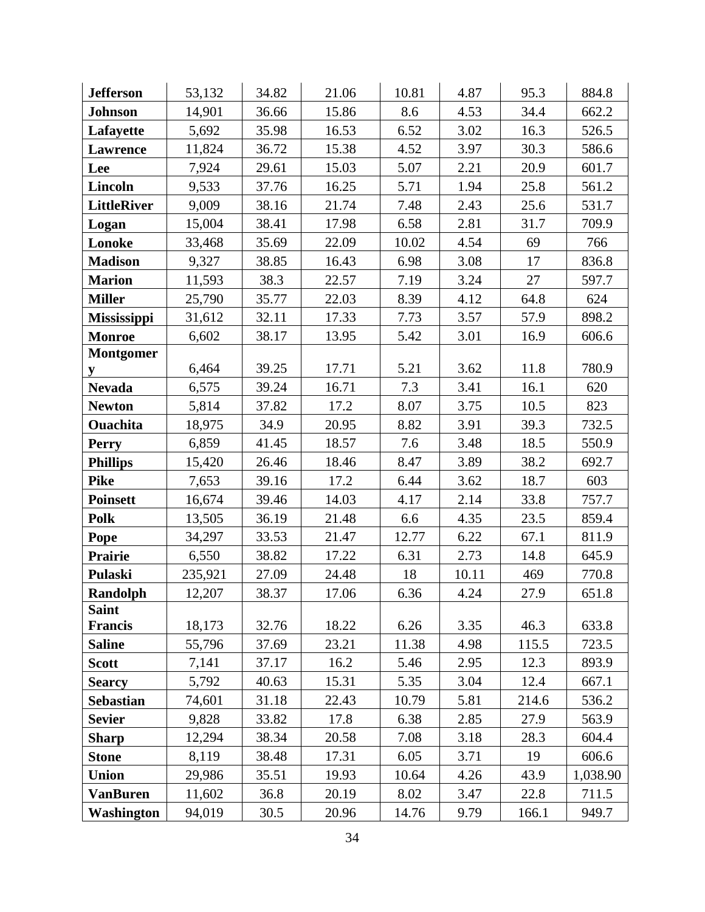| | | | | | | | |
|---|---|---|---|---|---|---|---|
| **Jefferson** | 53,132 | 34.82 | 21.06 | 10.81 | 4.87 | 95.3 | 884.8 |
| **Johnson** | 14,901 | 36.66 | 15.86 | 8.6 | 4.53 | 34.4 | 662.2 |
| **Lafayette** | 5,692 | 35.98 | 16.53 | 6.52 | 3.02 | 16.3 | 526.5 |
| **Lawrence** | 11,824 | 36.72 | 15.38 | 4.52 | 3.97 | 30.3 | 586.6 |
| **Lee** | 7,924 | 29.61 | 15.03 | 5.07 | 2.21 | 20.9 | 601.7 |
| **Lincoln** | 9,533 | 37.76 | 16.25 | 5.71 | 1.94 | 25.8 | 561.2 |
| **LittleRiver** | 9,009 | 38.16 | 21.74 | 7.48 | 2.43 | 25.6 | 531.7 |
| **Logan** | 15,004 | 38.41 | 17.98 | 6.58 | 2.81 | 31.7 | 709.9 |
| **Lonoke** | 33,468 | 35.69 | 22.09 | 10.02 | 4.54 | 69 | 766 |
| **Madison** | 9,327 | 38.85 | 16.43 | 6.98 | 3.08 | 17 | 836.8 |
| **Marion** | 11,593 | 38.3 | 22.57 | 7.19 | 3.24 | 27 | 597.7 |
| **Miller** | 25,790 | 35.77 | 22.03 | 8.39 | 4.12 | 64.8 | 624 |
| **Mississippi** | 31,612 | 32.11 | 17.33 | 7.73 | 3.57 | 57.9 | 898.2 |
| **Monroe** | 6,602 | 38.17 | 13.95 | 5.42 | 3.01 | 16.9 | 606.6 |
| **Montgomery** | 6,464 | 39.25 | 17.71 | 5.21 | 3.62 | 11.8 | 780.9 |
| **Nevada** | 6,575 | 39.24 | 16.71 | 7.3 | 3.41 | 16.1 | 620 |
| **Newton** | 5,814 | 37.82 | 17.2 | 8.07 | 3.75 | 10.5 | 823 |
| **Ouachita** | 18,975 | 34.9 | 20.95 | 8.82 | 3.91 | 39.3 | 732.5 |
| **Perry** | 6,859 | 41.45 | 18.57 | 7.6 | 3.48 | 18.5 | 550.9 |
| **Phillips** | 15,420 | 26.46 | 18.46 | 8.47 | 3.89 | 38.2 | 692.7 |
| **Pike** | 7,653 | 39.16 | 17.2 | 6.44 | 3.62 | 18.7 | 603 |
| **Poinsett** | 16,674 | 39.46 | 14.03 | 4.17 | 2.14 | 33.8 | 757.7 |
| **Polk** | 13,505 | 36.19 | 21.48 | 6.6 | 4.35 | 23.5 | 859.4 |
| **Pope** | 34,297 | 33.53 | 21.47 | 12.77 | 6.22 | 67.1 | 811.9 |
| **Prairie** | 6,550 | 38.82 | 17.22 | 6.31 | 2.73 | 14.8 | 645.9 |
| **Pulaski** | 235,921 | 27.09 | 24.48 | 18 | 10.11 | 469 | 770.8 |
| **Randolph** | 12,207 | 38.37 | 17.06 | 6.36 | 4.24 | 27.9 | 651.8 |
| **Saint Francis** | 18,173 | 32.76 | 18.22 | 6.26 | 3.35 | 46.3 | 633.8 |
| **Saline** | 55,796 | 37.69 | 23.21 | 11.38 | 4.98 | 115.5 | 723.5 |
| **Scott** | 7,141 | 37.17 | 16.2 | 5.46 | 2.95 | 12.3 | 893.9 |
| **Searcy** | 5,792 | 40.63 | 15.31 | 5.35 | 3.04 | 12.4 | 667.1 |
| **Sebastian** | 74,601 | 31.18 | 22.43 | 10.79 | 5.81 | 214.6 | 536.2 |
| **Sevier** | 9,828 | 33.82 | 17.8 | 6.38 | 2.85 | 27.9 | 563.9 |
| **Sharp** | 12,294 | 38.34 | 20.58 | 7.08 | 3.18 | 28.3 | 604.4 |
| **Stone** | 8,119 | 38.48 | 17.31 | 6.05 | 3.71 | 19 | 606.6 |
| **Union** | 29,986 | 35.51 | 19.93 | 10.64 | 4.26 | 43.9 | 1,038.90 |
| **VanBuren** | 11,602 | 36.8 | 20.19 | 8.02 | 3.47 | 22.8 | 711.5 |
| **Washington** | 94,019 | 30.5 | 20.96 | 14.76 | 9.79 | 166.1 | 949.7 |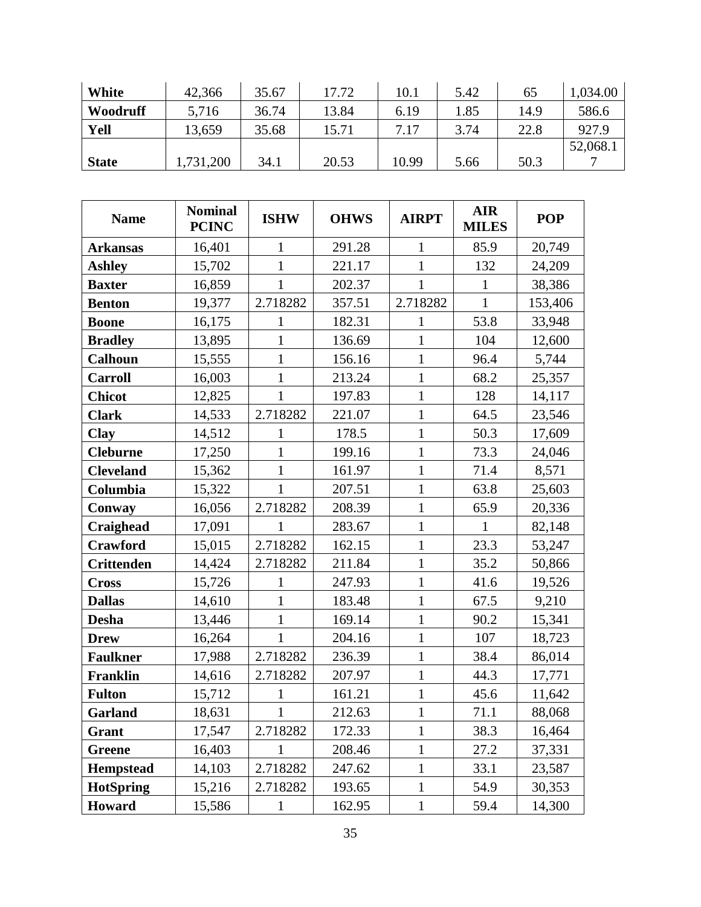| White | 42,366 | 35.67 | 17.72 | 10.1 | 5.42 | 65 | 1,034.00 |
|---|---|---|---|---|---|---|---|
| Woodruff | 5,716 | 36.74 | 13.84 | 6.19 | 1.85 | 14.9 | 586.6 |
| Yell | 13,659 | 35.68 | 15.71 | 7.17 | 3.74 | 22.8 | 927.9 |
| State | 1,731,200 | 34.1 | 20.53 | 10.99 | 5.66 | 50.3 | 52,068.17 |

| Name | Nominal PCINC | ISHW | OHWS | AIRPT | AIR MILES | POP |
|---|---|---|---|---|---|---|
| Arkansas | 16,401 | 1 | 291.28 | 1 | 85.9 | 20,749 |
| Ashley | 15,702 | 1 | 221.17 | 1 | 132 | 24,209 |
| Baxter | 16,859 | 1 | 202.37 | 1 | 1 | 38,386 |
| Benton | 19,377 | 2.718282 | 357.51 | 2.718282 | 1 | 153,406 |
| Boone | 16,175 | 1 | 182.31 | 1 | 53.8 | 33,948 |
| Bradley | 13,895 | 1 | 136.69 | 1 | 104 | 12,600 |
| Calhoun | 15,555 | 1 | 156.16 | 1 | 96.4 | 5,744 |
| Carroll | 16,003 | 1 | 213.24 | 1 | 68.2 | 25,357 |
| Chicot | 12,825 | 1 | 197.83 | 1 | 128 | 14,117 |
| Clark | 14,533 | 2.718282 | 221.07 | 1 | 64.5 | 23,546 |
| Clay | 14,512 | 1 | 178.5 | 1 | 50.3 | 17,609 |
| Cleburne | 17,250 | 1 | 199.16 | 1 | 73.3 | 24,046 |
| Cleveland | 15,362 | 1 | 161.97 | 1 | 71.4 | 8,571 |
| Columbia | 15,322 | 1 | 207.51 | 1 | 63.8 | 25,603 |
| Conway | 16,056 | 2.718282 | 208.39 | 1 | 65.9 | 20,336 |
| Craighead | 17,091 | 1 | 283.67 | 1 | 1 | 82,148 |
| Crawford | 15,015 | 2.718282 | 162.15 | 1 | 23.3 | 53,247 |
| Crittenden | 14,424 | 2.718282 | 211.84 | 1 | 35.2 | 50,866 |
| Cross | 15,726 | 1 | 247.93 | 1 | 41.6 | 19,526 |
| Dallas | 14,610 | 1 | 183.48 | 1 | 67.5 | 9,210 |
| Desha | 13,446 | 1 | 169.14 | 1 | 90.2 | 15,341 |
| Drew | 16,264 | 1 | 204.16 | 1 | 107 | 18,723 |
| Faulkner | 17,988 | 2.718282 | 236.39 | 1 | 38.4 | 86,014 |
| Franklin | 14,616 | 2.718282 | 207.97 | 1 | 44.3 | 17,771 |
| Fulton | 15,712 | 1 | 161.21 | 1 | 45.6 | 11,642 |
| Garland | 18,631 | 1 | 212.63 | 1 | 71.1 | 88,068 |
| Grant | 17,547 | 2.718282 | 172.33 | 1 | 38.3 | 16,464 |
| Greene | 16,403 | 1 | 208.46 | 1 | 27.2 | 37,331 |
| Hempstead | 14,103 | 2.718282 | 247.62 | 1 | 33.1 | 23,587 |
| HotSpring | 15,216 | 2.718282 | 193.65 | 1 | 54.9 | 30,353 |
| Howard | 15,586 | 1 | 162.95 | 1 | 59.4 | 14,300 |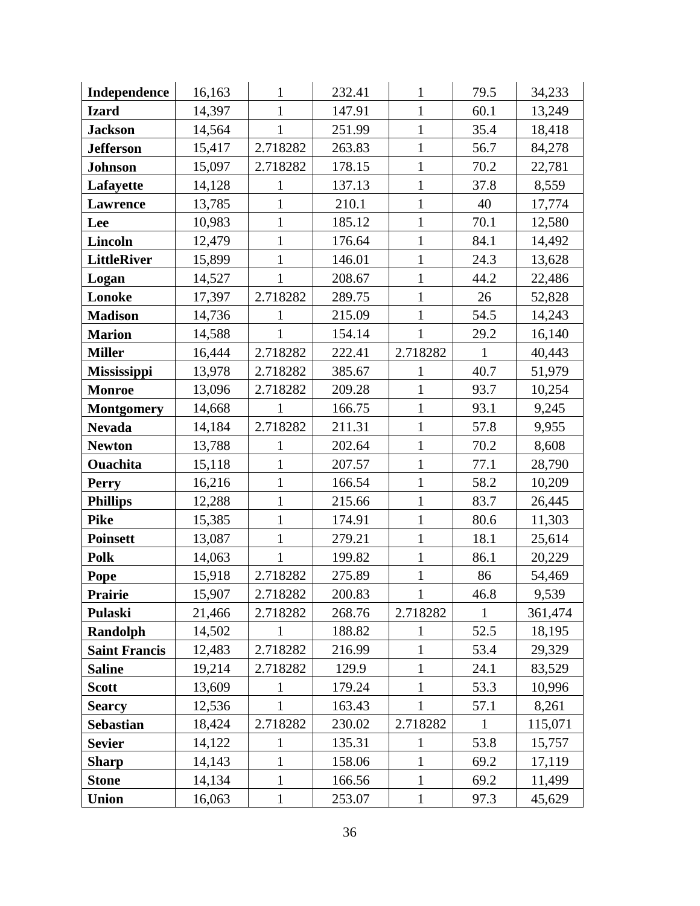| | | | | | | |
|---|---|---|---|---|---|---|
| **Independence** | 16,163 | 1 | 232.41 | 1 | 79.5 | 34,233 |
| **Izard** | 14,397 | 1 | 147.91 | 1 | 60.1 | 13,249 |
| **Jackson** | 14,564 | 1 | 251.99 | 1 | 35.4 | 18,418 |
| **Jefferson** | 15,417 | 2.718282 | 263.83 | 1 | 56.7 | 84,278 |
| **Johnson** | 15,097 | 2.718282 | 178.15 | 1 | 70.2 | 22,781 |
| **Lafayette** | 14,128 | 1 | 137.13 | 1 | 37.8 | 8,559 |
| **Lawrence** | 13,785 | 1 | 210.1 | 1 | 40 | 17,774 |
| **Lee** | 10,983 | 1 | 185.12 | 1 | 70.1 | 12,580 |
| **Lincoln** | 12,479 | 1 | 176.64 | 1 | 84.1 | 14,492 |
| **LittleRiver** | 15,899 | 1 | 146.01 | 1 | 24.3 | 13,628 |
| **Logan** | 14,527 | 1 | 208.67 | 1 | 44.2 | 22,486 |
| **Lonoke** | 17,397 | 2.718282 | 289.75 | 1 | 26 | 52,828 |
| **Madison** | 14,736 | 1 | 215.09 | 1 | 54.5 | 14,243 |
| **Marion** | 14,588 | 1 | 154.14 | 1 | 29.2 | 16,140 |
| **Miller** | 16,444 | 2.718282 | 222.41 | 2.718282 | 1 | 40,443 |
| **Mississippi** | 13,978 | 2.718282 | 385.67 | 1 | 40.7 | 51,979 |
| **Monroe** | 13,096 | 2.718282 | 209.28 | 1 | 93.7 | 10,254 |
| **Montgomery** | 14,668 | 1 | 166.75 | 1 | 93.1 | 9,245 |
| **Nevada** | 14,184 | 2.718282 | 211.31 | 1 | 57.8 | 9,955 |
| **Newton** | 13,788 | 1 | 202.64 | 1 | 70.2 | 8,608 |
| **Ouachita** | 15,118 | 1 | 207.57 | 1 | 77.1 | 28,790 |
| **Perry** | 16,216 | 1 | 166.54 | 1 | 58.2 | 10,209 |
| **Phillips** | 12,288 | 1 | 215.66 | 1 | 83.7 | 26,445 |
| **Pike** | 15,385 | 1 | 174.91 | 1 | 80.6 | 11,303 |
| **Poinsett** | 13,087 | 1 | 279.21 | 1 | 18.1 | 25,614 |
| **Polk** | 14,063 | 1 | 199.82 | 1 | 86.1 | 20,229 |
| **Pope** | 15,918 | 2.718282 | 275.89 | 1 | 86 | 54,469 |
| **Prairie** | 15,907 | 2.718282 | 200.83 | 1 | 46.8 | 9,539 |
| **Pulaski** | 21,466 | 2.718282 | 268.76 | 2.718282 | 1 | 361,474 |
| **Randolph** | 14,502 | 1 | 188.82 | 1 | 52.5 | 18,195 |
| **Saint Francis** | 12,483 | 2.718282 | 216.99 | 1 | 53.4 | 29,329 |
| **Saline** | 19,214 | 2.718282 | 129.9 | 1 | 24.1 | 83,529 |
| **Scott** | 13,609 | 1 | 179.24 | 1 | 53.3 | 10,996 |
| **Searcy** | 12,536 | 1 | 163.43 | 1 | 57.1 | 8,261 |
| **Sebastian** | 18,424 | 2.718282 | 230.02 | 2.718282 | 1 | 115,071 |
| **Sevier** | 14,122 | 1 | 135.31 | 1 | 53.8 | 15,757 |
| **Sharp** | 14,143 | 1 | 158.06 | 1 | 69.2 | 17,119 |
| **Stone** | 14,134 | 1 | 166.56 | 1 | 69.2 | 11,499 |
| **Union** | 16,063 | 1 | 253.07 | 1 | 97.3 | 45,629 |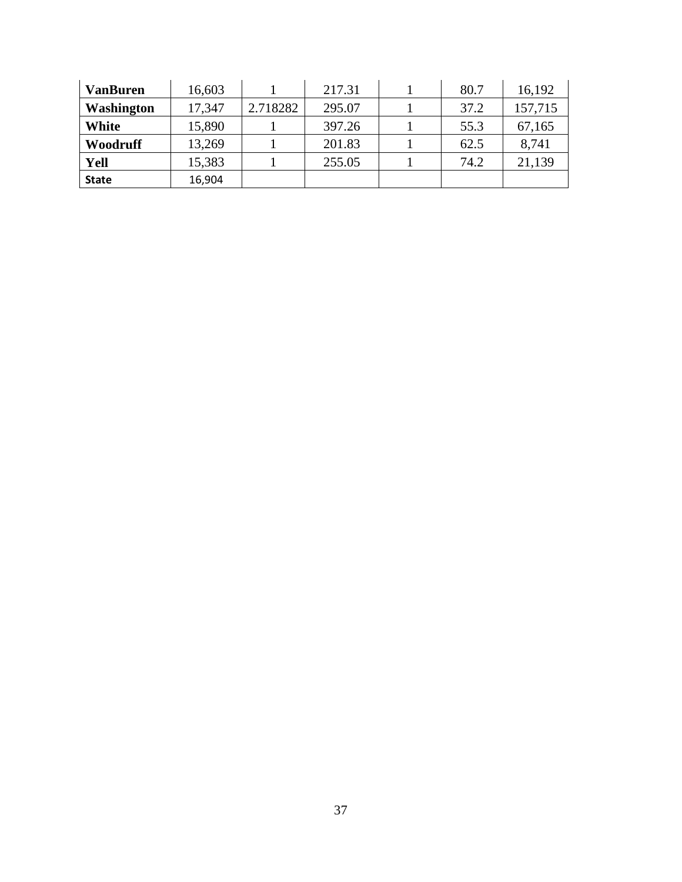| | | | | | | |
|---|---|---|---|---|---|---|
| **VanBuren** | 16,603 | 1 | 217.31 | 1 | 80.7 | 16,192 |
| **Washington** | 17,347 | 2.718282 | 295.07 | 1 | 37.2 | 157,715 |
| **White** | 15,890 | 1 | 397.26 | 1 | 55.3 | 67,165 |
| **Woodruff** | 13,269 | 1 | 201.83 | 1 | 62.5 | 8,741 |
| **Yell** | 15,383 | 1 | 255.05 | 1 | 74.2 | 21,139 |
| **State** | 16,904 | | | | | |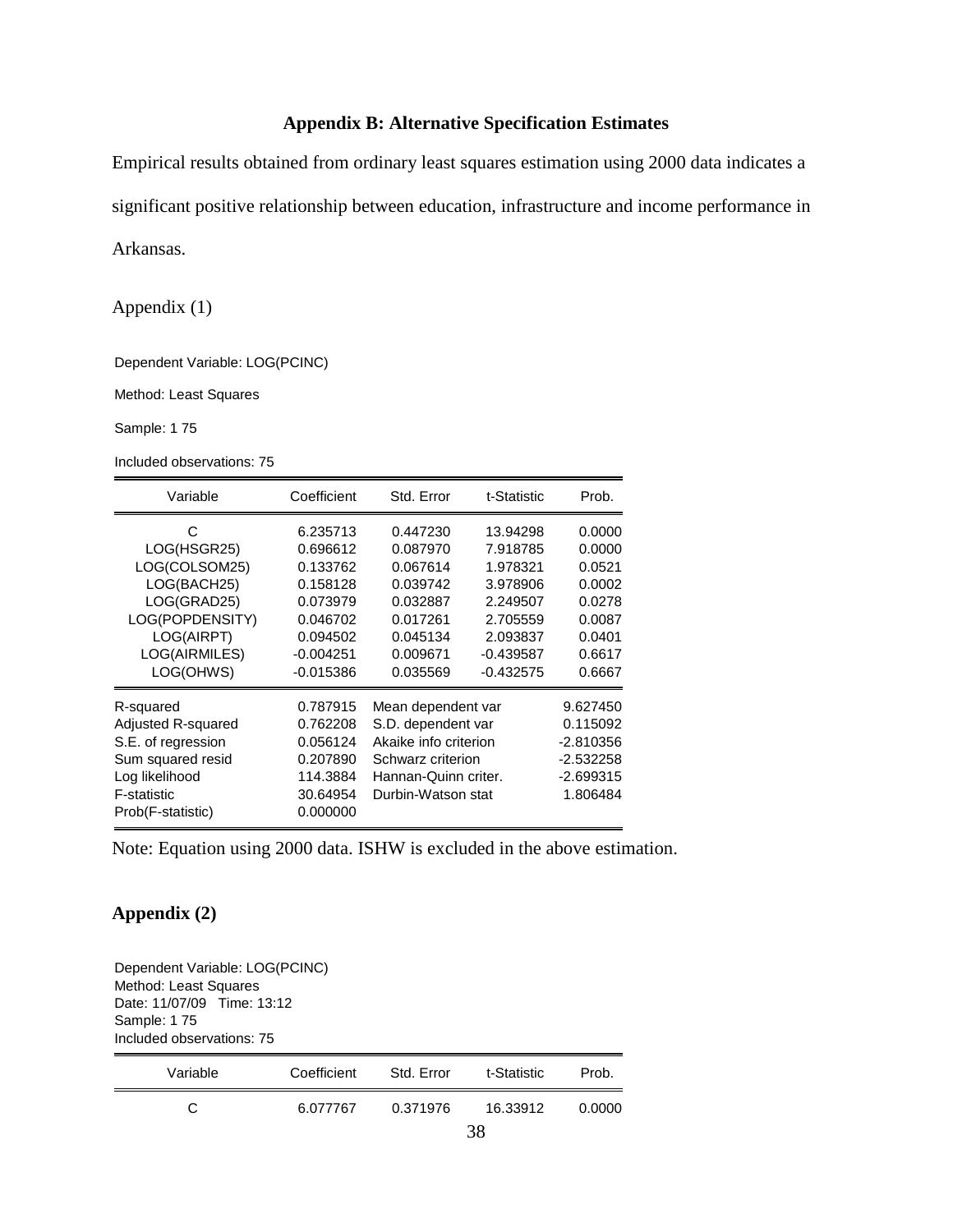## Appendix B: Alternative Specification Estimates

Empirical results obtained from ordinary least squares estimation using 2000 data indicates a significant positive relationship between education, infrastructure and income performance in Arkansas.

Appendix (1)

Dependent Variable: LOG(PCINC)

Method: Least Squares

Sample: 1 75

Included observations: 75

| Variable | Coefficient | Std. Error | t-Statistic | Prob. |
|---|---|---|---|---|
| C | 6.235713 | 0.447230 | 13.94298 | 0.0000 |
| LOG(HSGR25) | 0.696612 | 0.087970 | 7.918785 | 0.0000 |
| LOG(COLSOM25) | 0.133762 | 0.067614 | 1.978321 | 0.0521 |
| LOG(BACH25) | 0.158128 | 0.039742 | 3.978906 | 0.0002 |
| LOG(GRAD25) | 0.073979 | 0.032887 | 2.249507 | 0.0278 |
| LOG(POPDENSITY) | 0.046702 | 0.017261 | 2.705559 | 0.0087 |
| LOG(AIRPT) | 0.094502 | 0.045134 | 2.093837 | 0.0401 |
| LOG(AIRMILES) | -0.004251 | 0.009671 | -0.439587 | 0.6617 |
| LOG(OHWS) | -0.015386 | 0.035569 | -0.432575 | 0.6667 |

| | | | |
|---|---|---|---|
| R-squared | 0.787915 | Mean dependent var | 9.627450 |
| Adjusted R-squared | 0.762208 | S.D. dependent var | 0.115092 |
| S.E. of regression | 0.056124 | Akaike info criterion | -2.810356 |
| Sum squared resid | 0.207890 | Schwarz criterion | -2.532258 |
| Log likelihood | 114.3884 | Hannan-Quinn criter. | -2.699315 |
| F-statistic | 30.64954 | Durbin-Watson stat | 1.806484 |
| Prob(F-statistic) | 0.000000 | | |

Note: Equation using 2000 data. ISHW is excluded in the above estimation.

### Appendix (2)

Dependent Variable: LOG(PCINC)
Method: Least Squares
Date: 11/07/09 Time: 13:12
Sample: 1 75
Included observations: 75

| Variable | Coefficient | Std. Error | t-Statistic | Prob. |
|---|---|---|---|---|
| C | 6.077767 | 0.371976 | 16.33912 | 0.0000 |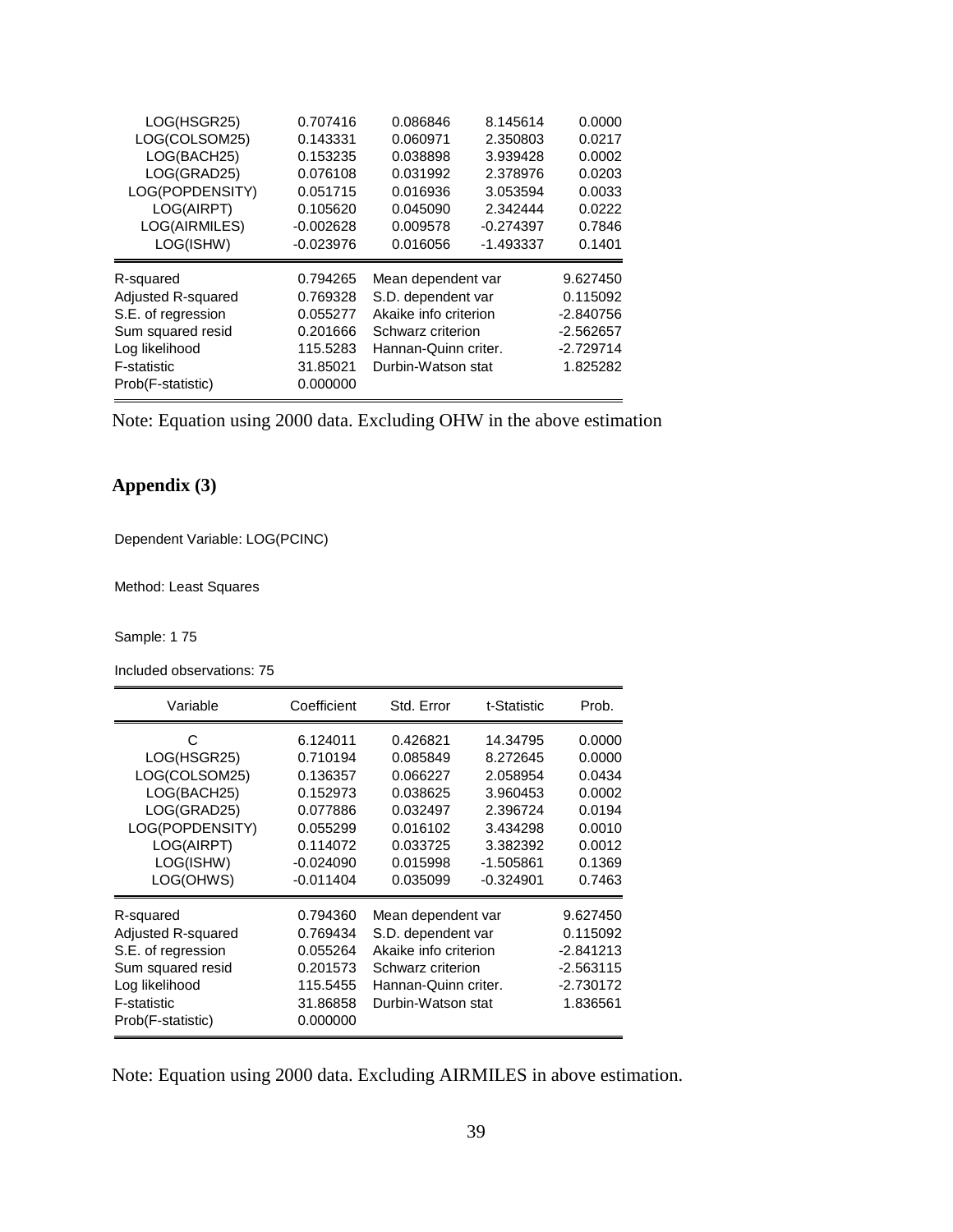| Variable | Coefficient | Std. Error | t-Statistic | Prob. |
|---|---|---|---|---|
| LOG(HSGR25) | 0.707416 | 0.086846 | 8.145614 | 0.0000 |
| LOG(COLSOM25) | 0.143331 | 0.060971 | 2.350803 | 0.0217 |
| LOG(BACH25) | 0.153235 | 0.038898 | 3.939428 | 0.0002 |
| LOG(GRAD25) | 0.076108 | 0.031992 | 2.378976 | 0.0203 |
| LOG(POPDENSITY) | 0.051715 | 0.016936 | 3.053594 | 0.0033 |
| LOG(AIRPT) | 0.105620 | 0.045090 | 2.342444 | 0.0222 |
| LOG(AIRMILES) | -0.002628 | 0.009578 | -0.274397 | 0.7846 |
| LOG(ISHW) | -0.023976 | 0.016056 | -1.493337 | 0.1401 |

| | | | |
|---|---|---|---|
| R-squared | 0.794265 | Mean dependent var | 9.627450 |
| Adjusted R-squared | 0.769328 | S.D. dependent var | 0.115092 |
| S.E. of regression | 0.055277 | Akaike info criterion | -2.840756 |
| Sum squared resid | 0.201666 | Schwarz criterion | -2.562657 |
| Log likelihood | 115.5283 | Hannan-Quinn criter. | -2.729714 |
| F-statistic | 31.85021 | Durbin-Watson stat | 1.825282 |
| Prob(F-statistic) | 0.000000 | | |

Note: Equation using 2000 data. Excluding OHW in the above estimation

## Appendix (3)

Dependent Variable: LOG(PCINC)

Method: Least Squares

Sample: 1 75

Included observations: 75

| Variable | Coefficient | Std. Error | t-Statistic | Prob. |
|---|---|---|---|---|
| C | 6.124011 | 0.426821 | 14.34795 | 0.0000 |
| LOG(HSGR25) | 0.710194 | 0.085849 | 8.272645 | 0.0000 |
| LOG(COLSOM25) | 0.136357 | 0.066227 | 2.058954 | 0.0434 |
| LOG(BACH25) | 0.152973 | 0.038625 | 3.960453 | 0.0002 |
| LOG(GRAD25) | 0.077886 | 0.032497 | 2.396724 | 0.0194 |
| LOG(POPDENSITY) | 0.055299 | 0.016102 | 3.434298 | 0.0010 |
| LOG(AIRPT) | 0.114072 | 0.033725 | 3.382392 | 0.0012 |
| LOG(ISHW) | -0.024090 | 0.015998 | -1.505861 | 0.1369 |
| LOG(OHWS) | -0.011404 | 0.035099 | -0.324901 | 0.7463 |

| | | | |
|---|---|---|---|
| R-squared | 0.794360 | Mean dependent var | 9.627450 |
| Adjusted R-squared | 0.769434 | S.D. dependent var | 0.115092 |
| S.E. of regression | 0.055264 | Akaike info criterion | -2.841213 |
| Sum squared resid | 0.201573 | Schwarz criterion | -2.563115 |
| Log likelihood | 115.5455 | Hannan-Quinn criter. | -2.730172 |
| F-statistic | 31.86858 | Durbin-Watson stat | 1.836561 |
| Prob(F-statistic) | 0.000000 | | |

Note: Equation using 2000 data. Excluding AIRMILES in above estimation.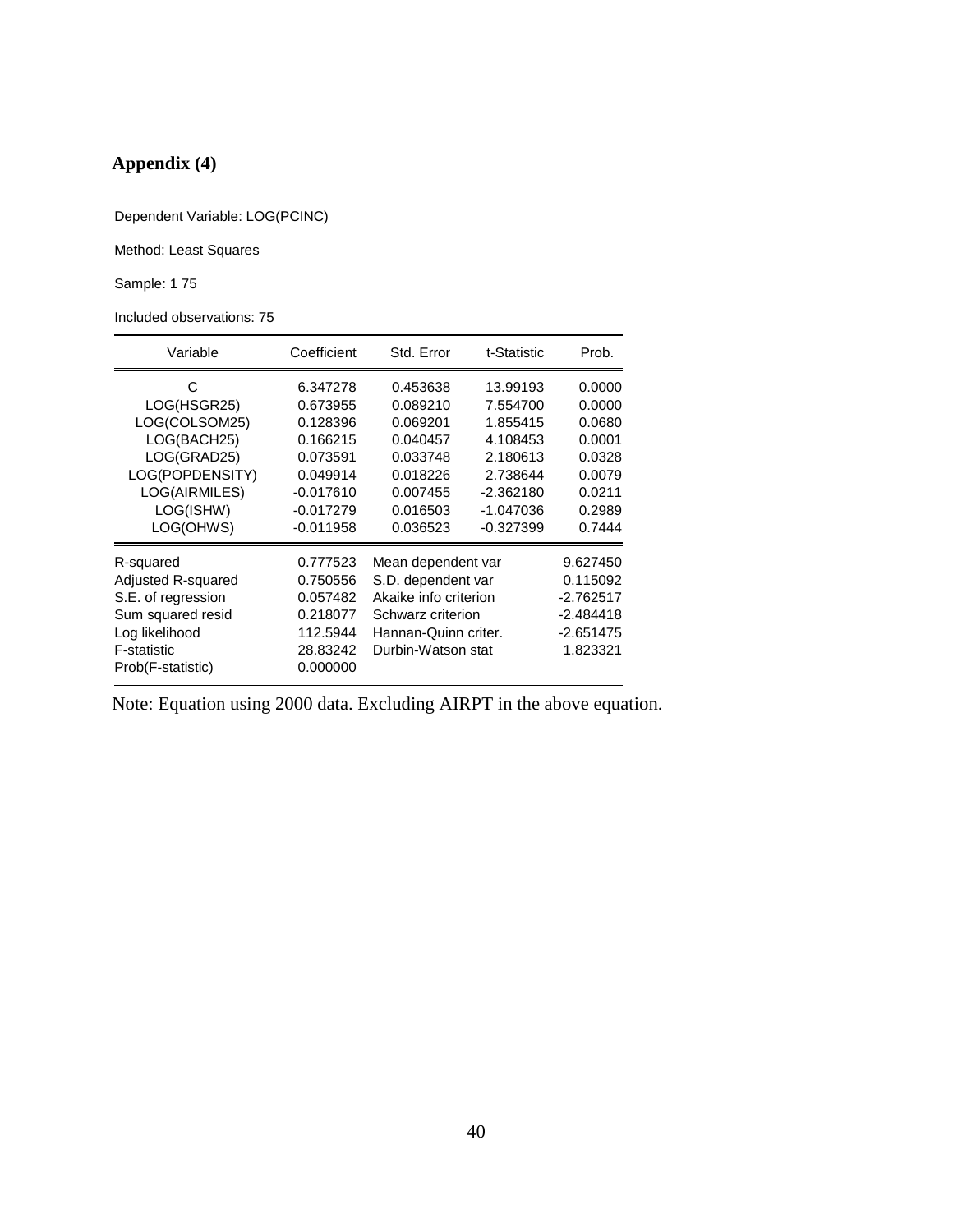# Appendix (4)

Dependent Variable: LOG(PCINC)

Method: Least Squares

Sample: 1 75

Included observations: 75

| Variable | Coefficient | Std. Error | t-Statistic | Prob. |
|---|---|---|---|---|
| C | 6.347278 | 0.453638 | 13.99193 | 0.0000 |
| LOG(HSGR25) | 0.673955 | 0.089210 | 7.554700 | 0.0000 |
| LOG(COLSOM25) | 0.128396 | 0.069201 | 1.855415 | 0.0680 |
| LOG(BACH25) | 0.166215 | 0.040457 | 4.108453 | 0.0001 |
| LOG(GRAD25) | 0.073591 | 0.033748 | 2.180613 | 0.0328 |
| LOG(POPDENSITY) | 0.049914 | 0.018226 | 2.738644 | 0.0079 |
| LOG(AIRMILES) | -0.017610 | 0.007455 | -2.362180 | 0.0211 |
| LOG(ISHW) | -0.017279 | 0.016503 | -1.047036 | 0.2989 |
| LOG(OHWS) | -0.011958 | 0.036523 | -0.327399 | 0.7444 |

| | | | |
|---|---|---|---|
| R-squared | 0.777523 | Mean dependent var | 9.627450 |
| Adjusted R-squared | 0.750556 | S.D. dependent var | 0.115092 |
| S.E. of regression | 0.057482 | Akaike info criterion | -2.762517 |
| Sum squared resid | 0.218077 | Schwarz criterion | -2.484418 |
| Log likelihood | 112.5944 | Hannan-Quinn criter. | -2.651475 |
| F-statistic | 28.83242 | Durbin-Watson stat | 1.823321 |
| Prob(F-statistic) | 0.000000 | | |

Note: Equation using 2000 data. Excluding AIRPT in the above equation.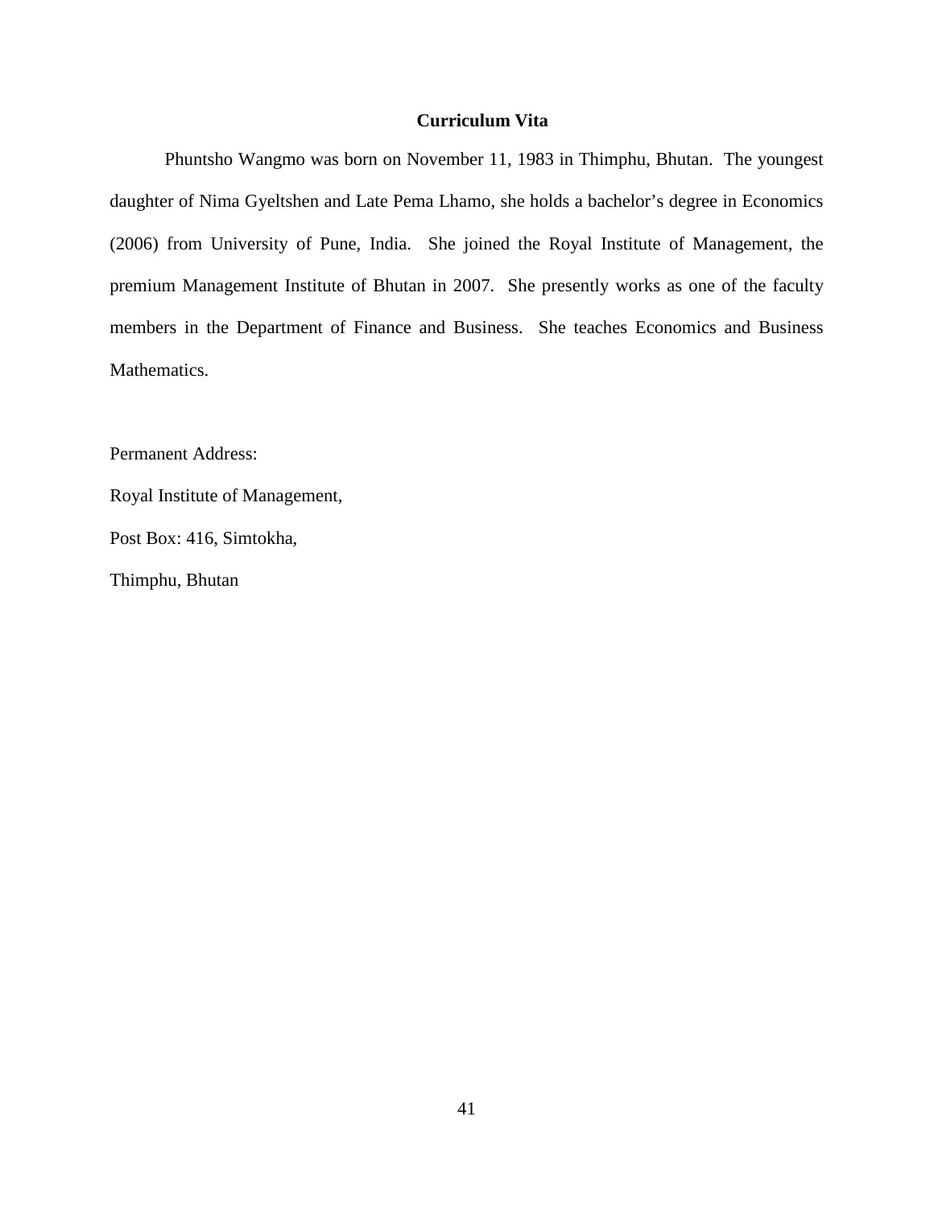## Curriculum Vita

Phuntsho Wangmo was born on November 11, 1983 in Thimphu, Bhutan. The youngest daughter of Nima Gyeltshen and Late Pema Lhamo, she holds a bachelor's degree in Economics (2006) from University of Pune, India. She joined the Royal Institute of Management, the premium Management Institute of Bhutan in 2007. She presently works as one of the faculty members in the Department of Finance and Business. She teaches Economics and Business Mathematics.

Permanent Address:

Royal Institute of Management,

Post Box: 416, Simtokha,

Thimphu, Bhutan